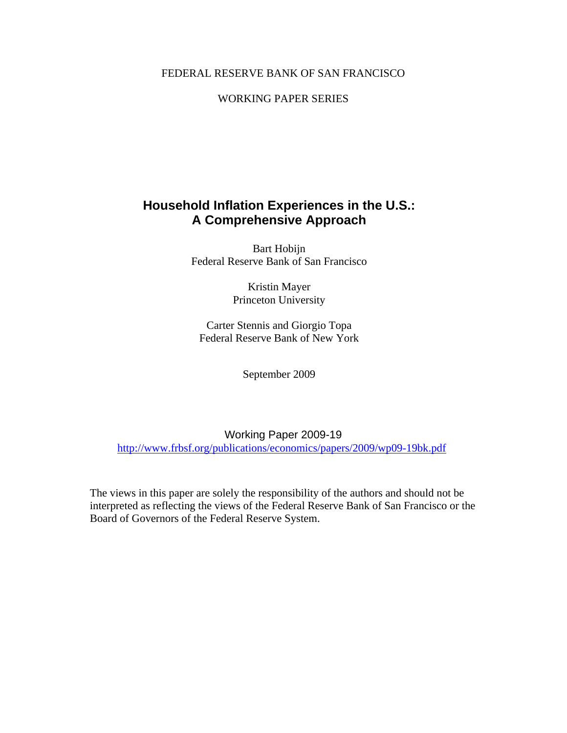FEDERAL RESERVE BANK OF SAN FRANCISCO

WORKING PAPER SERIES

# Household Inflation Experiences in the U.S.: A Comprehensive Approach

Bart Hobijn
Federal Reserve Bank of San Francisco

Kristin Mayer
Princeton University

Carter Stennis and Giorgio Topa
Federal Reserve Bank of New York

September 2009

Working Paper 2009-19
http://www.frbsf.org/publications/economics/papers/2009/wp09-19bk.pdf

The views in this paper are solely the responsibility of the authors and should not be interpreted as reflecting the views of the Federal Reserve Bank of San Francisco or the Board of Governors of the Federal Reserve System.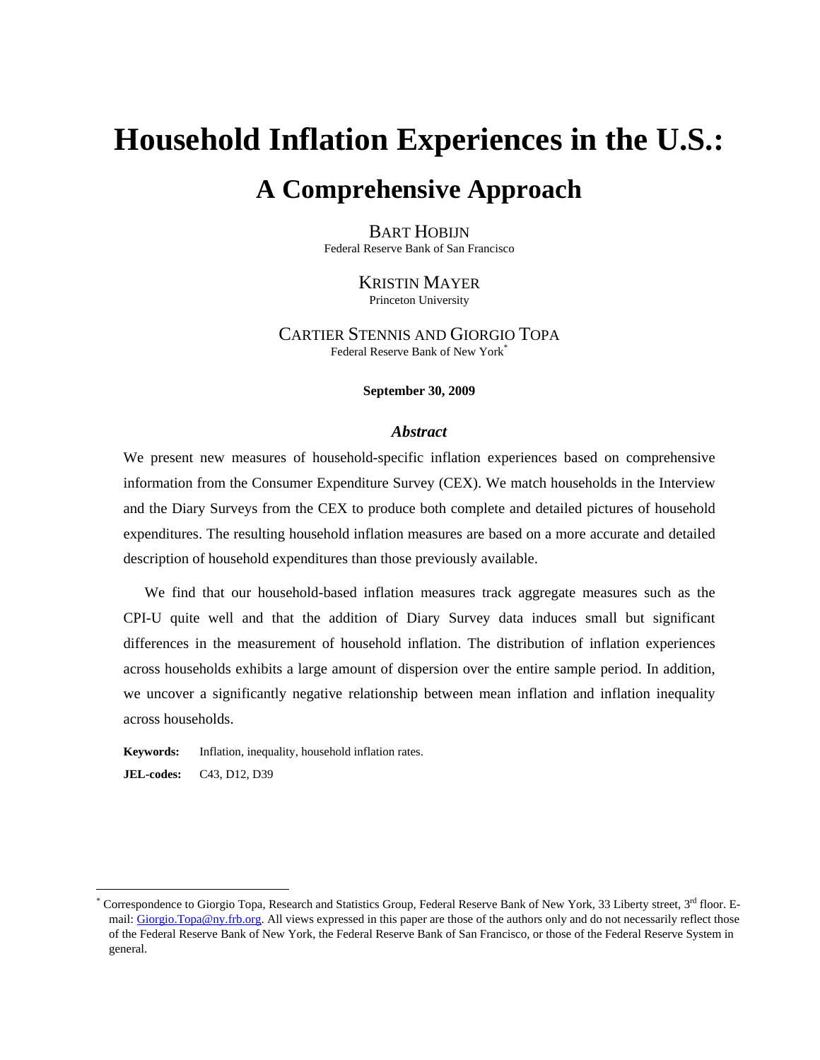# Household Inflation Experiences in the U.S.:

## A Comprehensive Approach

BART HOBIJN
Federal Reserve Bank of San Francisco

KRISTIN MAYER
Princeton University

CARTIER STENNIS AND GIORGIO TOPA
Federal Reserve Bank of New York*

**September 30, 2009**

### *Abstract*

We present new measures of household-specific inflation experiences based on comprehensive information from the Consumer Expenditure Survey (CEX). We match households in the Interview and the Diary Surveys from the CEX to produce both complete and detailed pictures of household expenditures. The resulting household inflation measures are based on a more accurate and detailed description of household expenditures than those previously available.

We find that our household-based inflation measures track aggregate measures such as the CPI-U quite well and that the addition of Diary Survey data induces small but significant differences in the measurement of household inflation. The distribution of inflation experiences across households exhibits a large amount of dispersion over the entire sample period. In addition, we uncover a significantly negative relationship between mean inflation and inflation inequality across households.

**Keywords:** Inflation, inequality, household inflation rates.

**JEL-codes:** C43, D12, D39

---

\* Correspondence to Giorgio Topa, Research and Statistics Group, Federal Reserve Bank of New York, 33 Liberty street, 3rd floor. E-mail: Giorgio.Topa@ny.frb.org. All views expressed in this paper are those of the authors only and do not necessarily reflect those of the Federal Reserve Bank of New York, the Federal Reserve Bank of San Francisco, or those of the Federal Reserve System in general.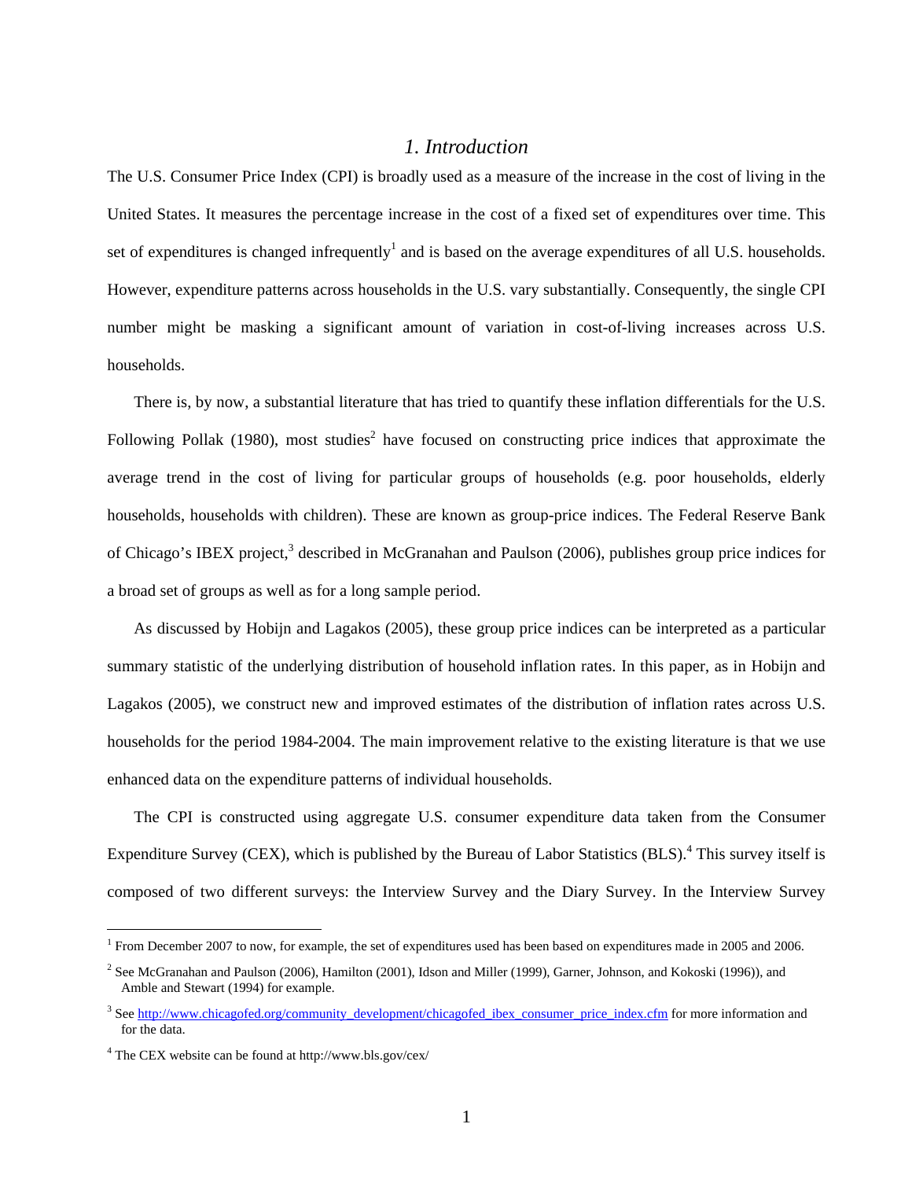## *1. Introduction*

The U.S. Consumer Price Index (CPI) is broadly used as a measure of the increase in the cost of living in the United States. It measures the percentage increase in the cost of a fixed set of expenditures over time. This set of expenditures is changed infrequently[1] and is based on the average expenditures of all U.S. households. However, expenditure patterns across households in the U.S. vary substantially. Consequently, the single CPI number might be masking a significant amount of variation in cost-of-living increases across U.S. households.

There is, by now, a substantial literature that has tried to quantify these inflation differentials for the U.S. Following Pollak (1980), most studies[2] have focused on constructing price indices that approximate the average trend in the cost of living for particular groups of households (e.g. poor households, elderly households, households with children). These are known as group-price indices. The Federal Reserve Bank of Chicago's IBEX project,[3] described in McGranahan and Paulson (2006), publishes group price indices for a broad set of groups as well as for a long sample period.

As discussed by Hobijn and Lagakos (2005), these group price indices can be interpreted as a particular summary statistic of the underlying distribution of household inflation rates. In this paper, as in Hobijn and Lagakos (2005), we construct new and improved estimates of the distribution of inflation rates across U.S. households for the period 1984-2004. The main improvement relative to the existing literature is that we use enhanced data on the expenditure patterns of individual households.

The CPI is constructed using aggregate U.S. consumer expenditure data taken from the Consumer Expenditure Survey (CEX), which is published by the Bureau of Labor Statistics (BLS).[4] This survey itself is composed of two different surveys: the Interview Survey and the Diary Survey. In the Interview Survey

---

[1] From December 2007 to now, for example, the set of expenditures used has been based on expenditures made in 2005 and 2006.

[2] See McGranahan and Paulson (2006), Hamilton (2001), Idson and Miller (1999), Garner, Johnson, and Kokoski (1996)), and Amble and Stewart (1994) for example.

[3] See http://www.chicagofed.org/community_development/chicagofed_ibex_consumer_price_index.cfm for more information and for the data.

[4] The CEX website can be found at http://www.bls.gov/cex/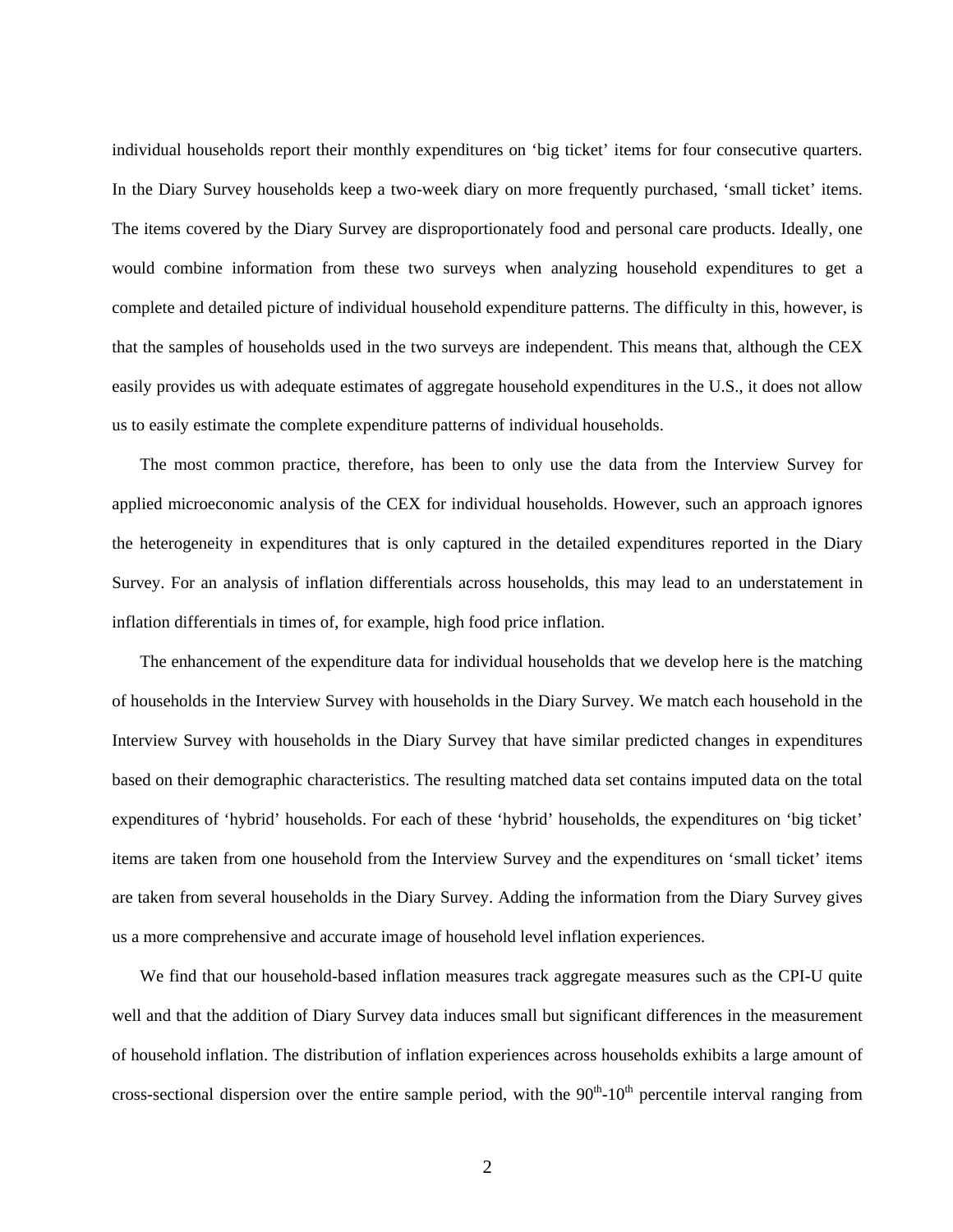individual households report their monthly expenditures on ‘big ticket’ items for four consecutive quarters. In the Diary Survey households keep a two-week diary on more frequently purchased, ‘small ticket’ items. The items covered by the Diary Survey are disproportionately food and personal care products. Ideally, one would combine information from these two surveys when analyzing household expenditures to get a complete and detailed picture of individual household expenditure patterns. The difficulty in this, however, is that the samples of households used in the two surveys are independent. This means that, although the CEX easily provides us with adequate estimates of aggregate household expenditures in the U.S., it does not allow us to easily estimate the complete expenditure patterns of individual households.

The most common practice, therefore, has been to only use the data from the Interview Survey for applied microeconomic analysis of the CEX for individual households. However, such an approach ignores the heterogeneity in expenditures that is only captured in the detailed expenditures reported in the Diary Survey. For an analysis of inflation differentials across households, this may lead to an understatement in inflation differentials in times of, for example, high food price inflation.

The enhancement of the expenditure data for individual households that we develop here is the matching of households in the Interview Survey with households in the Diary Survey. We match each household in the Interview Survey with households in the Diary Survey that have similar predicted changes in expenditures based on their demographic characteristics. The resulting matched data set contains imputed data on the total expenditures of ‘hybrid’ households. For each of these ‘hybrid’ households, the expenditures on ‘big ticket’ items are taken from one household from the Interview Survey and the expenditures on ‘small ticket’ items are taken from several households in the Diary Survey. Adding the information from the Diary Survey gives us a more comprehensive and accurate image of household level inflation experiences.

We find that our household-based inflation measures track aggregate measures such as the CPI-U quite well and that the addition of Diary Survey data induces small but significant differences in the measurement of household inflation. The distribution of inflation experiences across households exhibits a large amount of cross-sectional dispersion over the entire sample period, with the $90^{th}$-$10^{th}$ percentile interval ranging from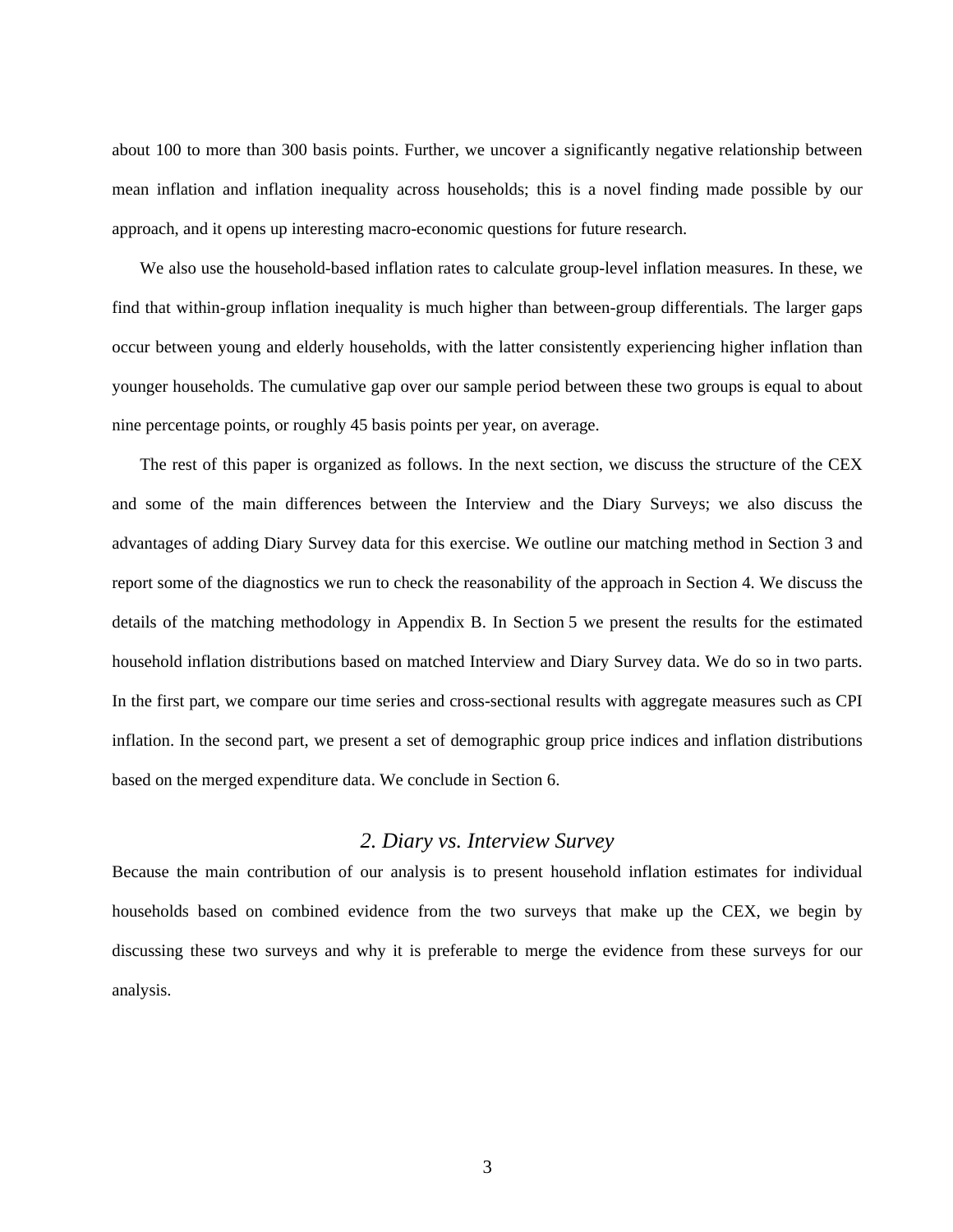about 100 to more than 300 basis points. Further, we uncover a significantly negative relationship between mean inflation and inflation inequality across households; this is a novel finding made possible by our approach, and it opens up interesting macro-economic questions for future research.

We also use the household-based inflation rates to calculate group-level inflation measures. In these, we find that within-group inflation inequality is much higher than between-group differentials. The larger gaps occur between young and elderly households, with the latter consistently experiencing higher inflation than younger households. The cumulative gap over our sample period between these two groups is equal to about nine percentage points, or roughly 45 basis points per year, on average.

The rest of this paper is organized as follows. In the next section, we discuss the structure of the CEX and some of the main differences between the Interview and the Diary Surveys; we also discuss the advantages of adding Diary Survey data for this exercise. We outline our matching method in Section 3 and report some of the diagnostics we run to check the reasonability of the approach in Section 4. We discuss the details of the matching methodology in Appendix B. In Section 5 we present the results for the estimated household inflation distributions based on matched Interview and Diary Survey data. We do so in two parts. In the first part, we compare our time series and cross-sectional results with aggregate measures such as CPI inflation. In the second part, we present a set of demographic group price indices and inflation distributions based on the merged expenditure data. We conclude in Section 6.

## *2. Diary vs. Interview Survey*

Because the main contribution of our analysis is to present household inflation estimates for individual households based on combined evidence from the two surveys that make up the CEX, we begin by discussing these two surveys and why it is preferable to merge the evidence from these surveys for our analysis.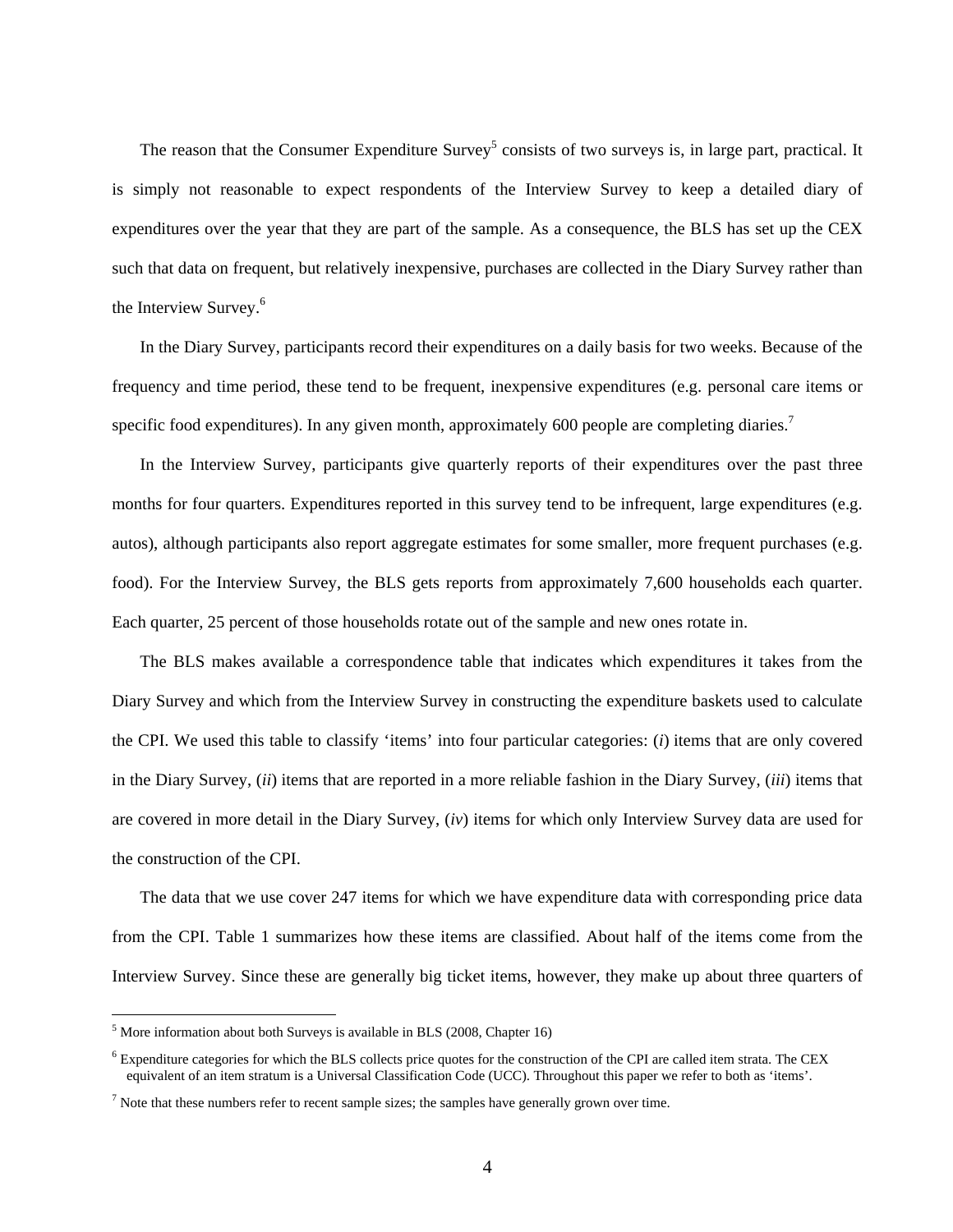The reason that the Consumer Expenditure Survey[5] consists of two surveys is, in large part, practical. It is simply not reasonable to expect respondents of the Interview Survey to keep a detailed diary of expenditures over the year that they are part of the sample. As a consequence, the BLS has set up the CEX such that data on frequent, but relatively inexpensive, purchases are collected in the Diary Survey rather than the Interview Survey.[6]

In the Diary Survey, participants record their expenditures on a daily basis for two weeks. Because of the frequency and time period, these tend to be frequent, inexpensive expenditures (e.g. personal care items or specific food expenditures). In any given month, approximately 600 people are completing diaries.[7]

In the Interview Survey, participants give quarterly reports of their expenditures over the past three months for four quarters. Expenditures reported in this survey tend to be infrequent, large expenditures (e.g. autos), although participants also report aggregate estimates for some smaller, more frequent purchases (e.g. food). For the Interview Survey, the BLS gets reports from approximately 7,600 households each quarter. Each quarter, 25 percent of those households rotate out of the sample and new ones rotate in.

The BLS makes available a correspondence table that indicates which expenditures it takes from the Diary Survey and which from the Interview Survey in constructing the expenditure baskets used to calculate the CPI. We used this table to classify 'items' into four particular categories: (*i*) items that are only covered in the Diary Survey, (*ii*) items that are reported in a more reliable fashion in the Diary Survey, (*iii*) items that are covered in more detail in the Diary Survey, (*iv*) items for which only Interview Survey data are used for the construction of the CPI.

The data that we use cover 247 items for which we have expenditure data with corresponding price data from the CPI. Table 1 summarizes how these items are classified. About half of the items come from the Interview Survey. Since these are generally big ticket items, however, they make up about three quarters of

---

[5] More information about both Surveys is available in BLS (2008, Chapter 16)

[6] Expenditure categories for which the BLS collects price quotes for the construction of the CPI are called item strata. The CEX equivalent of an item stratum is a Universal Classification Code (UCC). Throughout this paper we refer to both as 'items'.

[7] Note that these numbers refer to recent sample sizes; the samples have generally grown over time.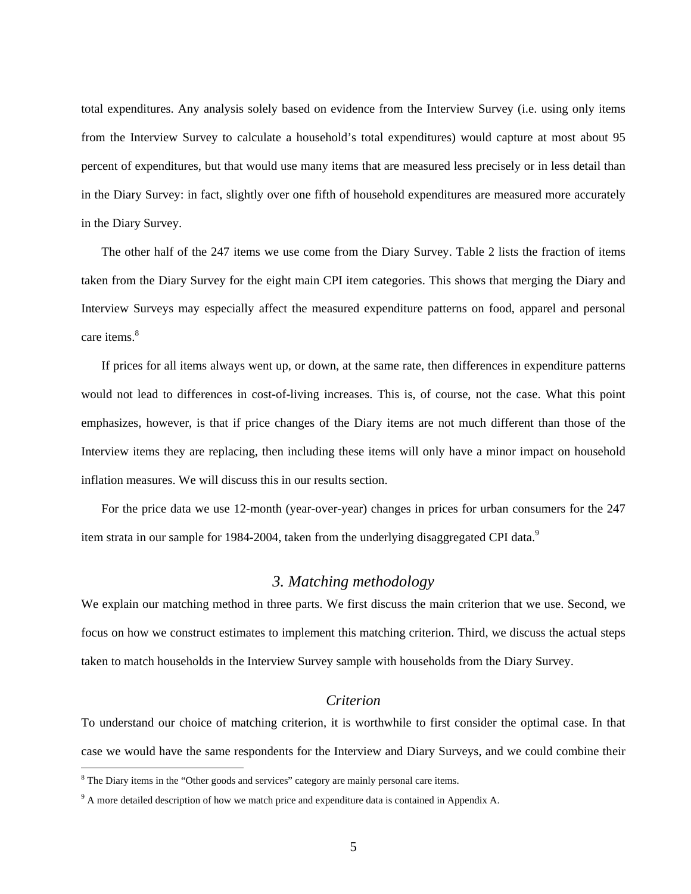total expenditures. Any analysis solely based on evidence from the Interview Survey (i.e. using only items from the Interview Survey to calculate a household's total expenditures) would capture at most about 95 percent of expenditures, but that would use many items that are measured less precisely or in less detail than in the Diary Survey: in fact, slightly over one fifth of household expenditures are measured more accurately in the Diary Survey.

The other half of the 247 items we use come from the Diary Survey. Table 2 lists the fraction of items taken from the Diary Survey for the eight main CPI item categories. This shows that merging the Diary and Interview Surveys may especially affect the measured expenditure patterns on food, apparel and personal care items.[8]

If prices for all items always went up, or down, at the same rate, then differences in expenditure patterns would not lead to differences in cost-of-living increases. This is, of course, not the case. What this point emphasizes, however, is that if price changes of the Diary items are not much different than those of the Interview items they are replacing, then including these items will only have a minor impact on household inflation measures. We will discuss this in our results section.

For the price data we use 12-month (year-over-year) changes in prices for urban consumers for the 247 item strata in our sample for 1984-2004, taken from the underlying disaggregated CPI data.[9]

## *3. Matching methodology*

We explain our matching method in three parts. We first discuss the main criterion that we use. Second, we focus on how we construct estimates to implement this matching criterion. Third, we discuss the actual steps taken to match households in the Interview Survey sample with households from the Diary Survey.

### *Criterion*

To understand our choice of matching criterion, it is worthwhile to first consider the optimal case. In that case we would have the same respondents for the Interview and Diary Surveys, and we could combine their

[8] The Diary items in the "Other goods and services" category are mainly personal care items.

[9] A more detailed description of how we match price and expenditure data is contained in Appendix A.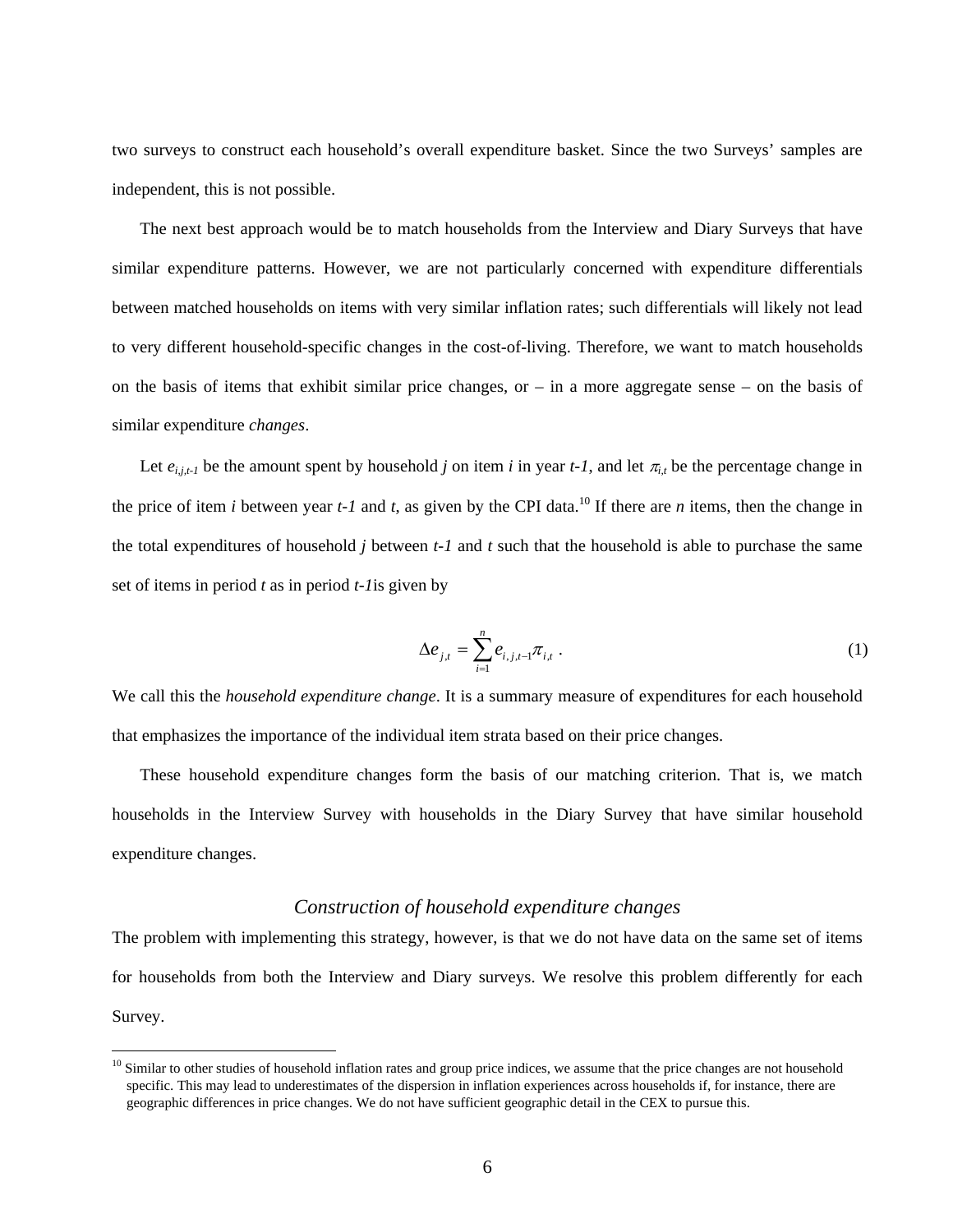two surveys to construct each household's overall expenditure basket. Since the two Surveys' samples are independent, this is not possible.

The next best approach would be to match households from the Interview and Diary Surveys that have similar expenditure patterns. However, we are not particularly concerned with expenditure differentials between matched households on items with very similar inflation rates; such differentials will likely not lead to very different household-specific changes in the cost-of-living. Therefore, we want to match households on the basis of items that exhibit similar price changes, or – in a more aggregate sense – on the basis of similar expenditure *changes*.

Let $e_{i,j,t-1}$ be the amount spent by household $j$ on item $i$ in year $t-1$, and let $\pi_{i,t}$ be the percentage change in the price of item $i$ between year $t-1$ and $t$, as given by the CPI data.[10] If there are $n$ items, then the change in the total expenditures of household $j$ between $t-1$ and $t$ such that the household is able to purchase the same set of items in period $t$ as in period $t-1$is given by

$$\Delta e_{j,t} = \sum_{i=1}^{n} e_{i,j,t-1} \pi_{i,t} \ . \tag{1}$$

We call this the *household expenditure change*. It is a summary measure of expenditures for each household that emphasizes the importance of the individual item strata based on their price changes.

These household expenditure changes form the basis of our matching criterion. That is, we match households in the Interview Survey with households in the Diary Survey that have similar household expenditure changes.

### *Construction of household expenditure changes*

The problem with implementing this strategy, however, is that we do not have data on the same set of items for households from both the Interview and Diary surveys. We resolve this problem differently for each Survey.

[10] Similar to other studies of household inflation rates and group price indices, we assume that the price changes are not household specific. This may lead to underestimates of the dispersion in inflation experiences across households if, for instance, there are geographic differences in price changes. We do not have sufficient geographic detail in the CEX to pursue this.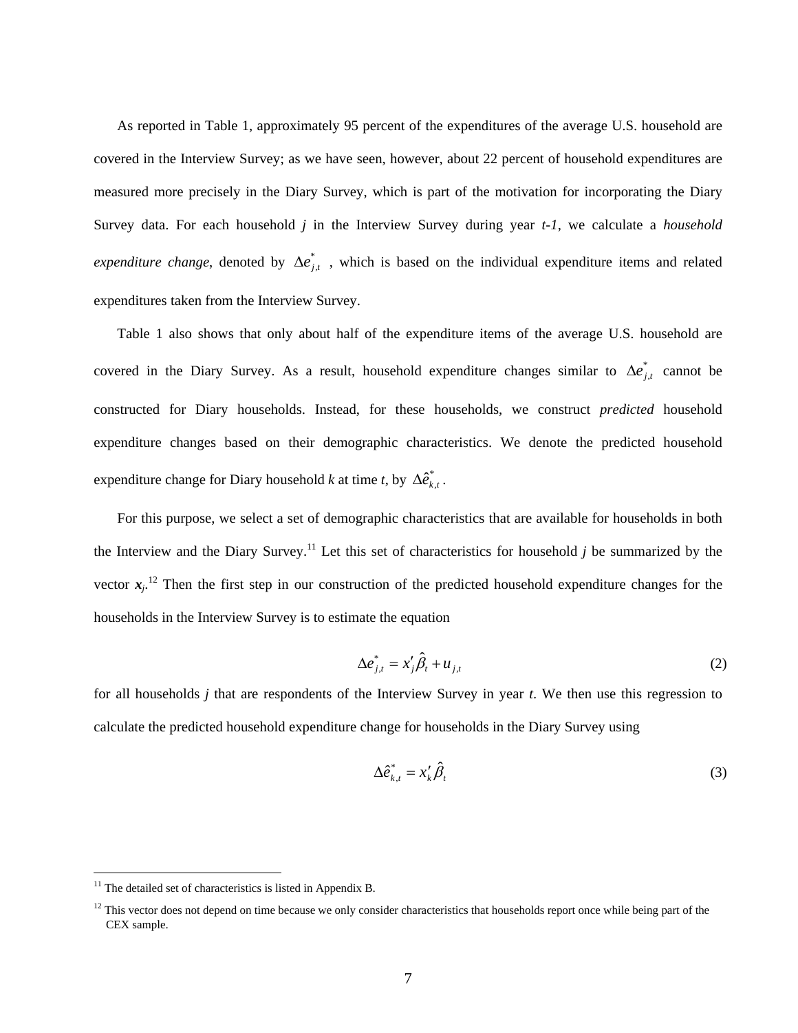As reported in Table 1, approximately 95 percent of the expenditures of the average U.S. household are covered in the Interview Survey; as we have seen, however, about 22 percent of household expenditures are measured more precisely in the Diary Survey, which is part of the motivation for incorporating the Diary Survey data. For each household *j* in the Interview Survey during year *t-1*, we calculate a *household expenditure change*, denoted by $\Delta e^{*}_{j,t}$ , which is based on the individual expenditure items and related expenditures taken from the Interview Survey.

Table 1 also shows that only about half of the expenditure items of the average U.S. household are covered in the Diary Survey. As a result, household expenditure changes similar to $\Delta e^{*}_{j,t}$ cannot be constructed for Diary households. Instead, for these households, we construct *predicted* household expenditure changes based on their demographic characteristics. We denote the predicted household expenditure change for Diary household *k* at time *t*, by $\Delta \hat{e}^{*}_{k,t}$.

For this purpose, we select a set of demographic characteristics that are available for households in both the Interview and the Diary Survey.[11] Let this set of characteristics for household *j* be summarized by the vector $\boldsymbol{x}_j$.[12] Then the first step in our construction of the predicted household expenditure changes for the households in the Interview Survey is to estimate the equation

$$\Delta e^{*}_{j,t} = x'_j \hat{\beta}_t + u_{j,t} \tag{2}$$

for all households *j* that are respondents of the Interview Survey in year *t*. We then use this regression to calculate the predicted household expenditure change for households in the Diary Survey using

$$\Delta \hat{e}^{*}_{k,t} = x'_k \hat{\beta}_t \tag{3}$$

---

[11] The detailed set of characteristics is listed in Appendix B.

[12] This vector does not depend on time because we only consider characteristics that households report once while being part of the CEX sample.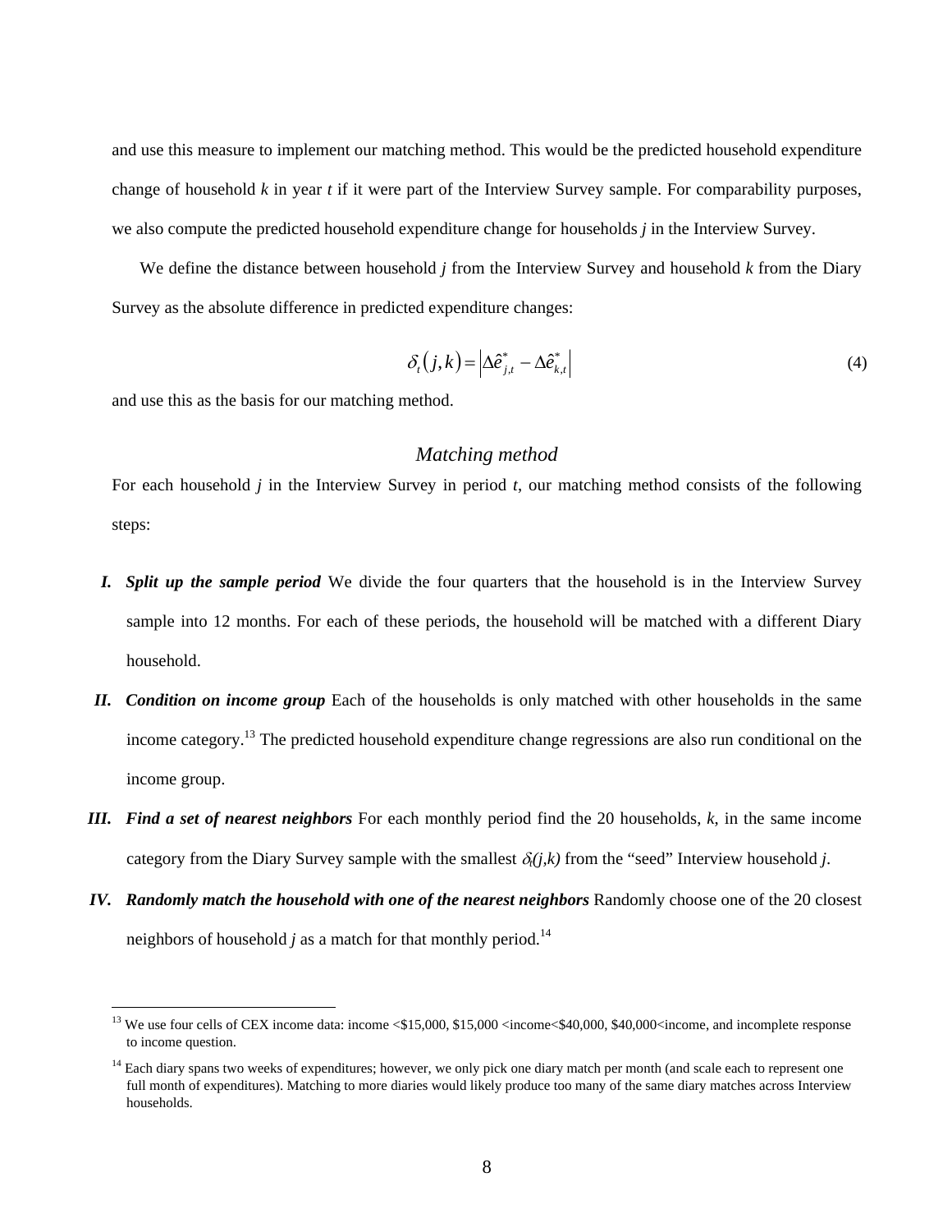and use this measure to implement our matching method. This would be the predicted household expenditure change of household *k* in year *t* if it were part of the Interview Survey sample. For comparability purposes, we also compute the predicted household expenditure change for households *j* in the Interview Survey.

We define the distance between household *j* from the Interview Survey and household *k* from the Diary Survey as the absolute difference in predicted expenditure changes:

$$\delta_t(j,k) = \left| \Delta \hat{e}^*_{j,t} - \Delta \hat{e}^*_{k,t} \right| \tag{4}$$

and use this as the basis for our matching method.

### *Matching method*

For each household *j* in the Interview Survey in period *t*, our matching method consists of the following steps:

I. ***Split up the sample period*** We divide the four quarters that the household is in the Interview Survey sample into 12 months. For each of these periods, the household will be matched with a different Diary household.

II. ***Condition on income group*** Each of the households is only matched with other households in the same income category.[13] The predicted household expenditure change regressions are also run conditional on the income group.

III. ***Find a set of nearest neighbors*** For each monthly period find the 20 households, *k*, in the same income category from the Diary Survey sample with the smallest $\delta_t(j,k)$ from the "seed" Interview household *j*.

IV. ***Randomly match the household with one of the nearest neighbors*** Randomly choose one of the 20 closest neighbors of household *j* as a match for that monthly period.[14]

---

[13] We use four cells of CEX income data: income <\$15,000, \$15,000 <income<\$40,000, \$40,000<income, and incomplete response to income question.

[14] Each diary spans two weeks of expenditures; however, we only pick one diary match per month (and scale each to represent one full month of expenditures). Matching to more diaries would likely produce too many of the same diary matches across Interview households.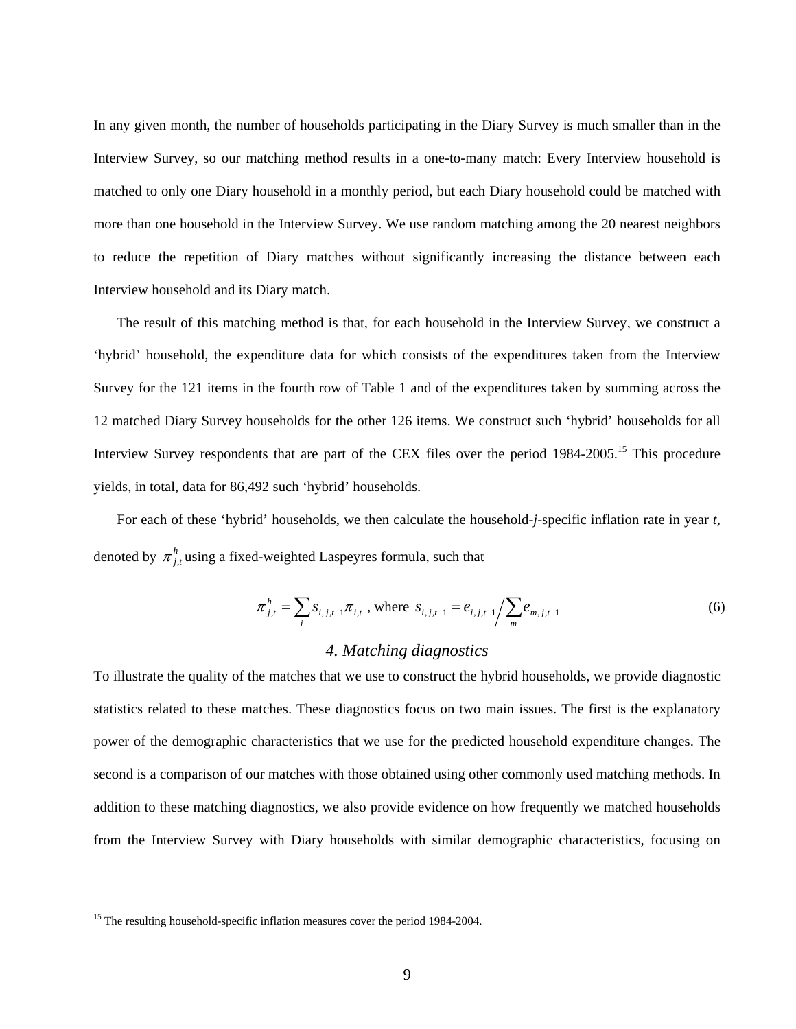In any given month, the number of households participating in the Diary Survey is much smaller than in the Interview Survey, so our matching method results in a one-to-many match: Every Interview household is matched to only one Diary household in a monthly period, but each Diary household could be matched with more than one household in the Interview Survey. We use random matching among the 20 nearest neighbors to reduce the repetition of Diary matches without significantly increasing the distance between each Interview household and its Diary match.

The result of this matching method is that, for each household in the Interview Survey, we construct a 'hybrid' household, the expenditure data for which consists of the expenditures taken from the Interview Survey for the 121 items in the fourth row of Table 1 and of the expenditures taken by summing across the 12 matched Diary Survey households for the other 126 items. We construct such 'hybrid' households for all Interview Survey respondents that are part of the CEX files over the period 1984-2005.[15] This procedure yields, in total, data for 86,492 such 'hybrid' households.

For each of these 'hybrid' households, we then calculate the household-*j*-specific inflation rate in year *t*, denoted by $\pi^h_{j,t}$ using a fixed-weighted Laspeyres formula, such that

$$\pi^h_{j,t} = \sum_i s_{i,j,t-1}\pi_{i,t} \text{ , where } s_{i,j,t-1} = e_{i,j,t-1} \Big/ \sum_m e_{m,j,t-1} \tag{6}$$

## *4. Matching diagnostics*

To illustrate the quality of the matches that we use to construct the hybrid households, we provide diagnostic statistics related to these matches. These diagnostics focus on two main issues. The first is the explanatory power of the demographic characteristics that we use for the predicted household expenditure changes. The second is a comparison of our matches with those obtained using other commonly used matching methods. In addition to these matching diagnostics, we also provide evidence on how frequently we matched households from the Interview Survey with Diary households with similar demographic characteristics, focusing on

---

[15] The resulting household-specific inflation measures cover the period 1984-2004.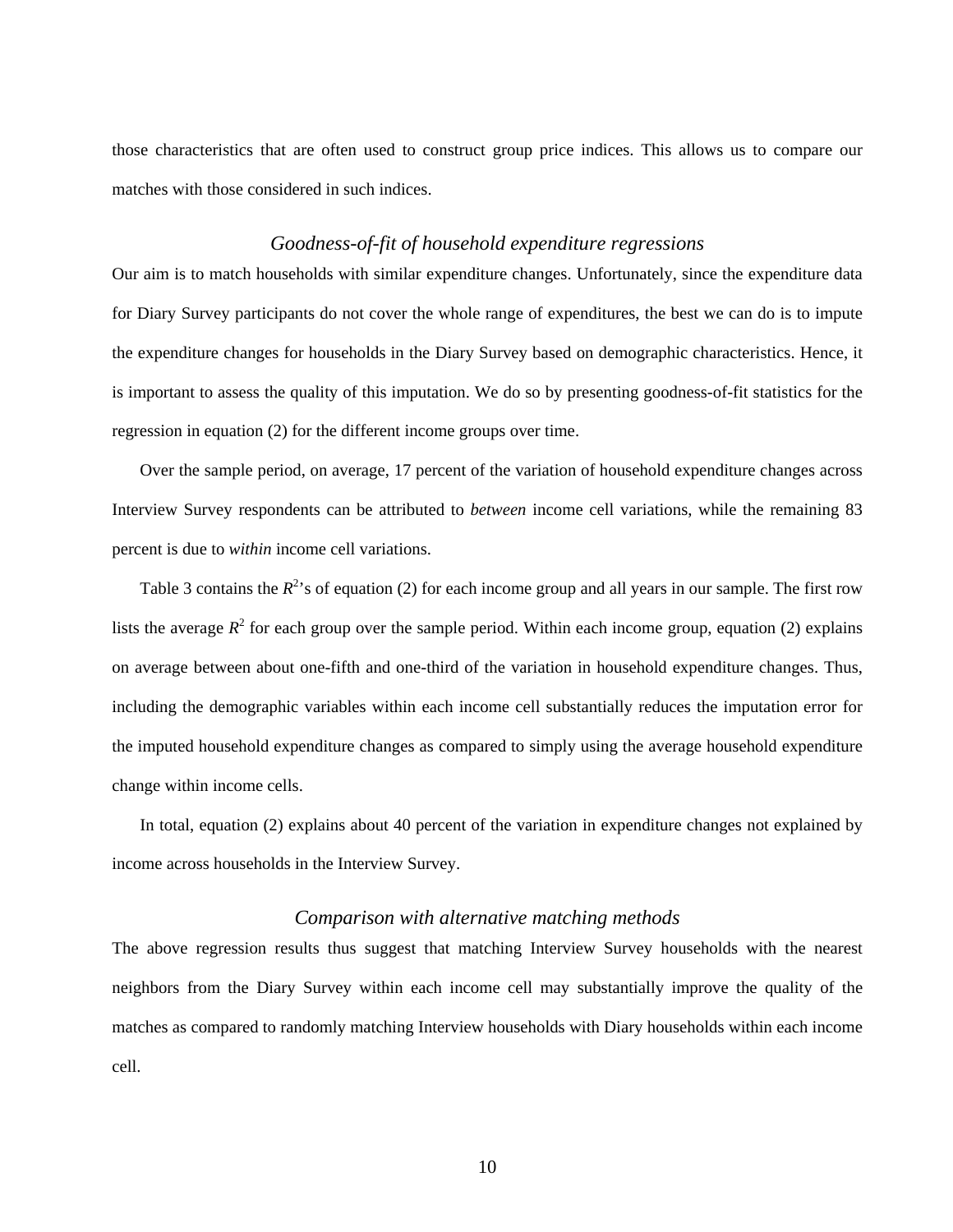those characteristics that are often used to construct group price indices. This allows us to compare our matches with those considered in such indices.

### *Goodness-of-fit of household expenditure regressions*

Our aim is to match households with similar expenditure changes. Unfortunately, since the expenditure data for Diary Survey participants do not cover the whole range of expenditures, the best we can do is to impute the expenditure changes for households in the Diary Survey based on demographic characteristics. Hence, it is important to assess the quality of this imputation. We do so by presenting goodness-of-fit statistics for the regression in equation (2) for the different income groups over time.

Over the sample period, on average, 17 percent of the variation of household expenditure changes across Interview Survey respondents can be attributed to *between* income cell variations, while the remaining 83 percent is due to *within* income cell variations.

Table 3 contains the $R^2$'s of equation (2) for each income group and all years in our sample. The first row lists the average $R^2$ for each group over the sample period. Within each income group, equation (2) explains on average between about one-fifth and one-third of the variation in household expenditure changes. Thus, including the demographic variables within each income cell substantially reduces the imputation error for the imputed household expenditure changes as compared to simply using the average household expenditure change within income cells.

In total, equation (2) explains about 40 percent of the variation in expenditure changes not explained by income across households in the Interview Survey.

### *Comparison with alternative matching methods*

The above regression results thus suggest that matching Interview Survey households with the nearest neighbors from the Diary Survey within each income cell may substantially improve the quality of the matches as compared to randomly matching Interview households with Diary households within each income cell.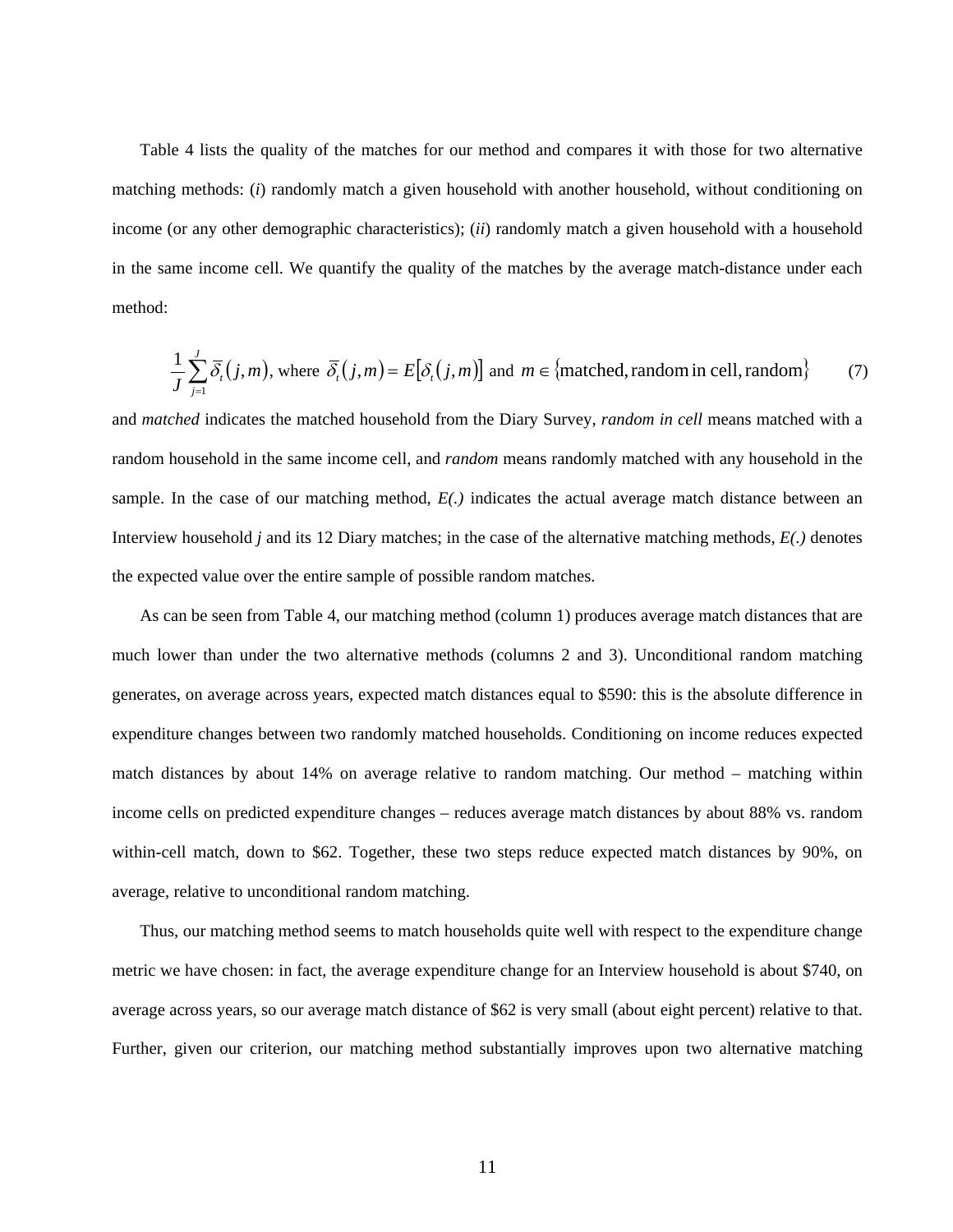Table 4 lists the quality of the matches for our method and compares it with those for two alternative matching methods: (*i*) randomly match a given household with another household, without conditioning on income (or any other demographic characteristics); (*ii*) randomly match a given household with a household in the same income cell. We quantify the quality of the matches by the average match-distance under each method:

$$\frac{1}{J}\sum_{j=1}^{J}\bar{\delta}_t\left(j,m\right), \text{ where } \bar{\delta}_t\left(j,m\right)=E\left[\delta_t\left(j,m\right)\right] \text{ and } m\in\left\{\text{matched, random in cell, random}\right\} \tag{7}$$

and *matched* indicates the matched household from the Diary Survey, *random in cell* means matched with a random household in the same income cell, and *random* means randomly matched with any household in the sample. In the case of our matching method, *E(.)* indicates the actual average match distance between an Interview household *j* and its 12 Diary matches; in the case of the alternative matching methods, *E(.)* denotes the expected value over the entire sample of possible random matches.

As can be seen from Table 4, our matching method (column 1) produces average match distances that are much lower than under the two alternative methods (columns 2 and 3). Unconditional random matching generates, on average across years, expected match distances equal to $590: this is the absolute difference in expenditure changes between two randomly matched households. Conditioning on income reduces expected match distances by about 14% on average relative to random matching. Our method – matching within income cells on predicted expenditure changes – reduces average match distances by about 88% vs. random within-cell match, down to $62. Together, these two steps reduce expected match distances by 90%, on average, relative to unconditional random matching.

Thus, our matching method seems to match households quite well with respect to the expenditure change metric we have chosen: in fact, the average expenditure change for an Interview household is about $740, on average across years, so our average match distance of $62 is very small (about eight percent) relative to that. Further, given our criterion, our matching method substantially improves upon two alternative matching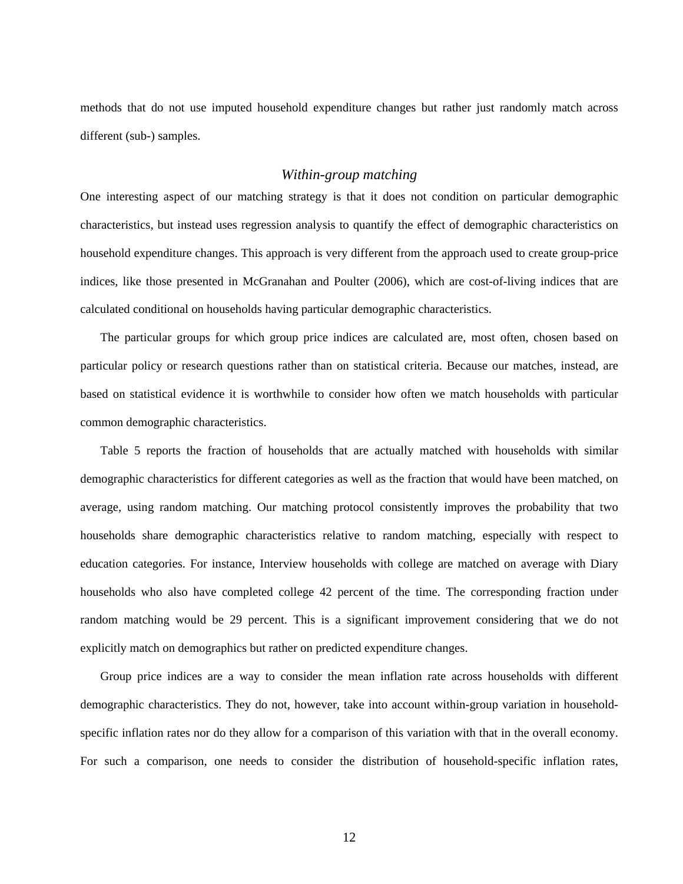methods that do not use imputed household expenditure changes but rather just randomly match across different (sub-) samples.

### *Within-group matching*

One interesting aspect of our matching strategy is that it does not condition on particular demographic characteristics, but instead uses regression analysis to quantify the effect of demographic characteristics on household expenditure changes. This approach is very different from the approach used to create group-price indices, like those presented in McGranahan and Poulter (2006), which are cost-of-living indices that are calculated conditional on households having particular demographic characteristics.

The particular groups for which group price indices are calculated are, most often, chosen based on particular policy or research questions rather than on statistical criteria. Because our matches, instead, are based on statistical evidence it is worthwhile to consider how often we match households with particular common demographic characteristics.

Table 5 reports the fraction of households that are actually matched with households with similar demographic characteristics for different categories as well as the fraction that would have been matched, on average, using random matching. Our matching protocol consistently improves the probability that two households share demographic characteristics relative to random matching, especially with respect to education categories. For instance, Interview households with college are matched on average with Diary households who also have completed college 42 percent of the time. The corresponding fraction under random matching would be 29 percent. This is a significant improvement considering that we do not explicitly match on demographics but rather on predicted expenditure changes.

Group price indices are a way to consider the mean inflation rate across households with different demographic characteristics. They do not, however, take into account within-group variation in household-specific inflation rates nor do they allow for a comparison of this variation with that in the overall economy. For such a comparison, one needs to consider the distribution of household-specific inflation rates,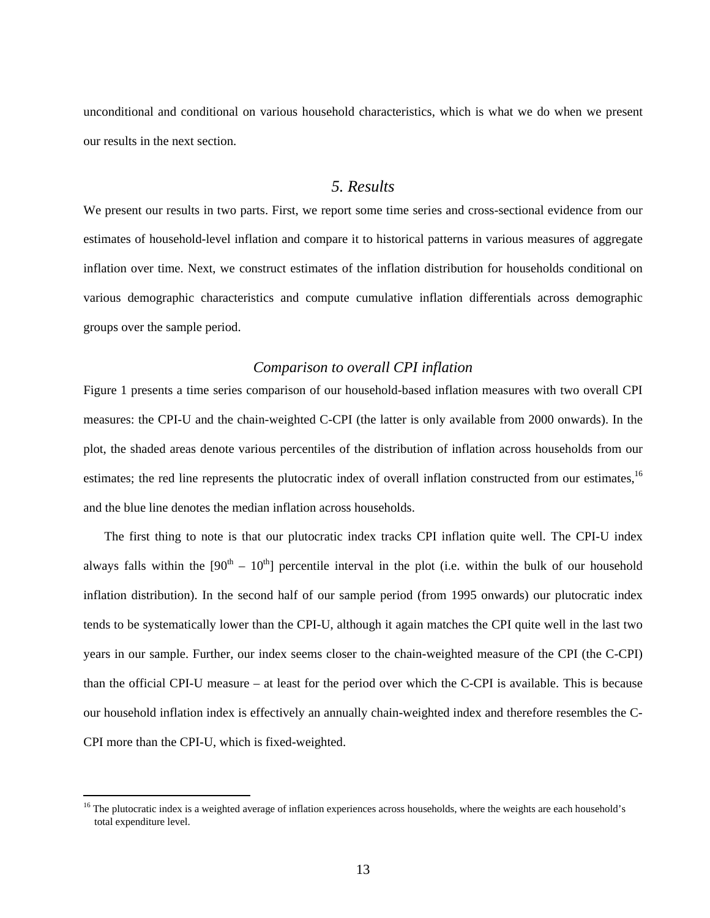unconditional and conditional on various household characteristics, which is what we do when we present our results in the next section.

## 5. Results

We present our results in two parts. First, we report some time series and cross-sectional evidence from our estimates of household-level inflation and compare it to historical patterns in various measures of aggregate inflation over time. Next, we construct estimates of the inflation distribution for households conditional on various demographic characteristics and compute cumulative inflation differentials across demographic groups over the sample period.

### *Comparison to overall CPI inflation*

Figure 1 presents a time series comparison of our household-based inflation measures with two overall CPI measures: the CPI-U and the chain-weighted C-CPI (the latter is only available from 2000 onwards). In the plot, the shaded areas denote various percentiles of the distribution of inflation across households from our estimates; the red line represents the plutocratic index of overall inflation constructed from our estimates,[16] and the blue line denotes the median inflation across households.

The first thing to note is that our plutocratic index tracks CPI inflation quite well. The CPI-U index always falls within the [90th – 10th] percentile interval in the plot (i.e. within the bulk of our household inflation distribution). In the second half of our sample period (from 1995 onwards) our plutocratic index tends to be systematically lower than the CPI-U, although it again matches the CPI quite well in the last two years in our sample. Further, our index seems closer to the chain-weighted measure of the CPI (the C-CPI) than the official CPI-U measure – at least for the period over which the C-CPI is available. This is because our household inflation index is effectively an annually chain-weighted index and therefore resembles the C-CPI more than the CPI-U, which is fixed-weighted.

---

[16] The plutocratic index is a weighted average of inflation experiences across households, where the weights are each household's total expenditure level.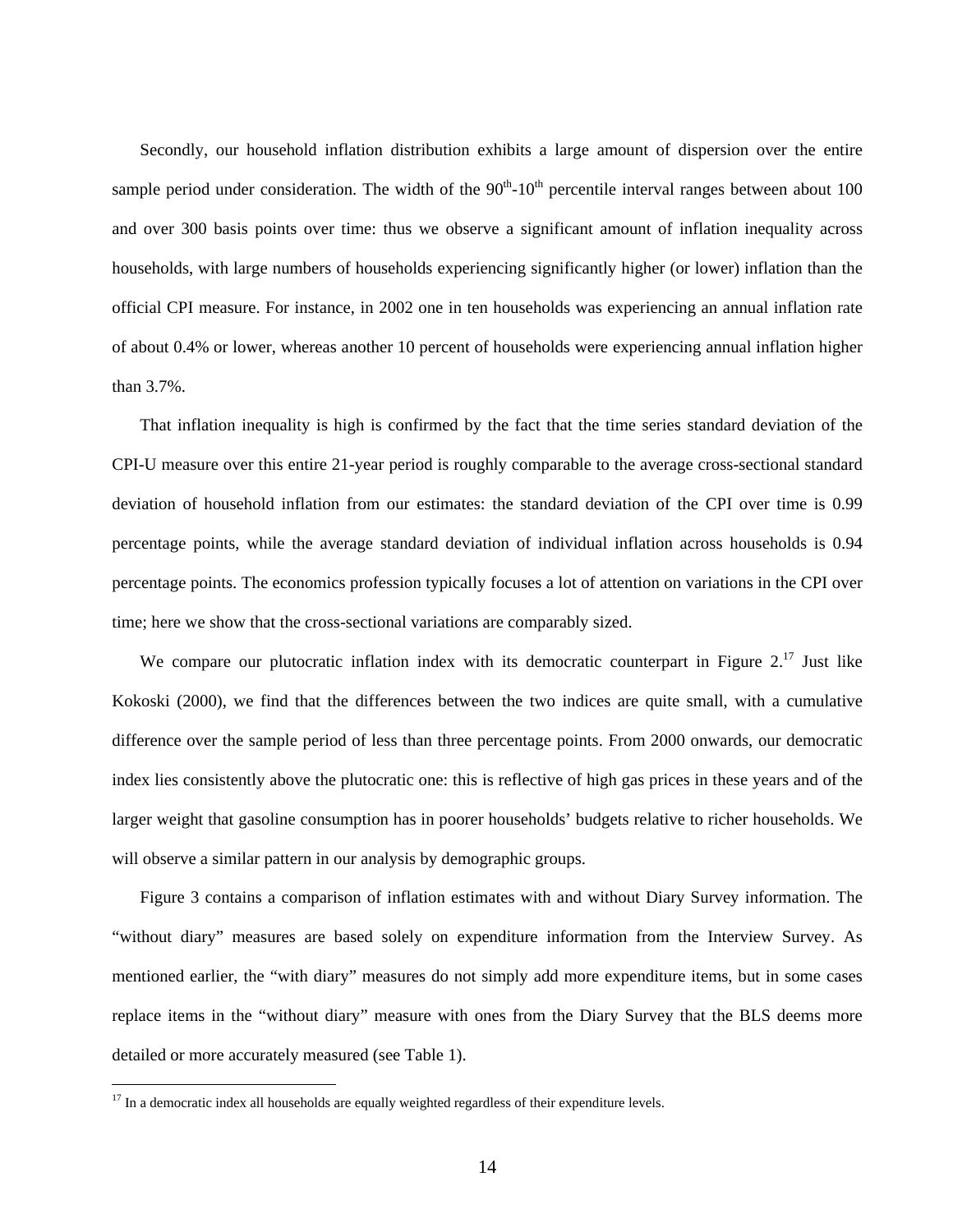Secondly, our household inflation distribution exhibits a large amount of dispersion over the entire sample period under consideration. The width of the 90th-10th percentile interval ranges between about 100 and over 300 basis points over time: thus we observe a significant amount of inflation inequality across households, with large numbers of households experiencing significantly higher (or lower) inflation than the official CPI measure. For instance, in 2002 one in ten households was experiencing an annual inflation rate of about 0.4% or lower, whereas another 10 percent of households were experiencing annual inflation higher than 3.7%.

That inflation inequality is high is confirmed by the fact that the time series standard deviation of the CPI-U measure over this entire 21-year period is roughly comparable to the average cross-sectional standard deviation of household inflation from our estimates: the standard deviation of the CPI over time is 0.99 percentage points, while the average standard deviation of individual inflation across households is 0.94 percentage points. The economics profession typically focuses a lot of attention on variations in the CPI over time; here we show that the cross-sectional variations are comparably sized.

We compare our plutocratic inflation index with its democratic counterpart in Figure 2.[17] Just like Kokoski (2000), we find that the differences between the two indices are quite small, with a cumulative difference over the sample period of less than three percentage points. From 2000 onwards, our democratic index lies consistently above the plutocratic one: this is reflective of high gas prices in these years and of the larger weight that gasoline consumption has in poorer households' budgets relative to richer households. We will observe a similar pattern in our analysis by demographic groups.

Figure 3 contains a comparison of inflation estimates with and without Diary Survey information. The "without diary" measures are based solely on expenditure information from the Interview Survey. As mentioned earlier, the "with diary" measures do not simply add more expenditure items, but in some cases replace items in the "without diary" measure with ones from the Diary Survey that the BLS deems more detailed or more accurately measured (see Table 1).

[17] In a democratic index all households are equally weighted regardless of their expenditure levels.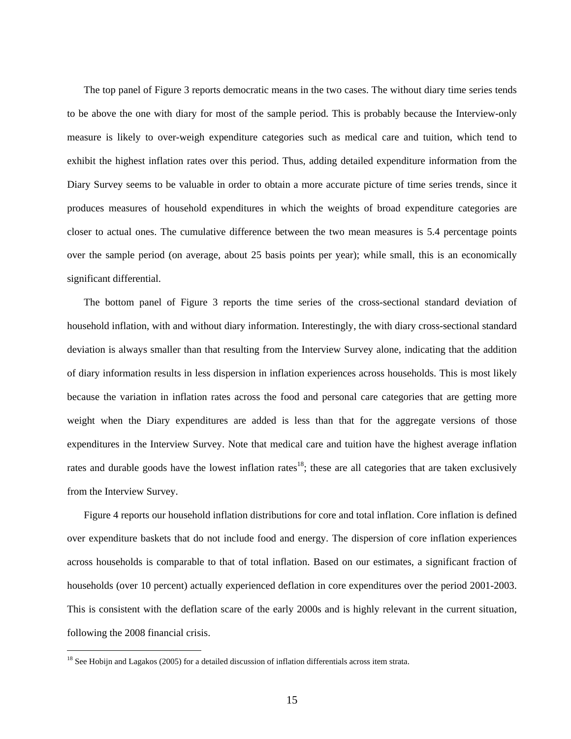The top panel of Figure 3 reports democratic means in the two cases. The without diary time series tends to be above the one with diary for most of the sample period. This is probably because the Interview-only measure is likely to over-weigh expenditure categories such as medical care and tuition, which tend to exhibit the highest inflation rates over this period. Thus, adding detailed expenditure information from the Diary Survey seems to be valuable in order to obtain a more accurate picture of time series trends, since it produces measures of household expenditures in which the weights of broad expenditure categories are closer to actual ones. The cumulative difference between the two mean measures is 5.4 percentage points over the sample period (on average, about 25 basis points per year); while small, this is an economically significant differential.

The bottom panel of Figure 3 reports the time series of the cross-sectional standard deviation of household inflation, with and without diary information. Interestingly, the with diary cross-sectional standard deviation is always smaller than that resulting from the Interview Survey alone, indicating that the addition of diary information results in less dispersion in inflation experiences across households. This is most likely because the variation in inflation rates across the food and personal care categories that are getting more weight when the Diary expenditures are added is less than that for the aggregate versions of those expenditures in the Interview Survey. Note that medical care and tuition have the highest average inflation rates and durable goods have the lowest inflation rates[18]; these are all categories that are taken exclusively from the Interview Survey.

Figure 4 reports our household inflation distributions for core and total inflation. Core inflation is defined over expenditure baskets that do not include food and energy. The dispersion of core inflation experiences across households is comparable to that of total inflation. Based on our estimates, a significant fraction of households (over 10 percent) actually experienced deflation in core expenditures over the period 2001-2003. This is consistent with the deflation scare of the early 2000s and is highly relevant in the current situation, following the 2008 financial crisis.

[18] See Hobijn and Lagakos (2005) for a detailed discussion of inflation differentials across item strata.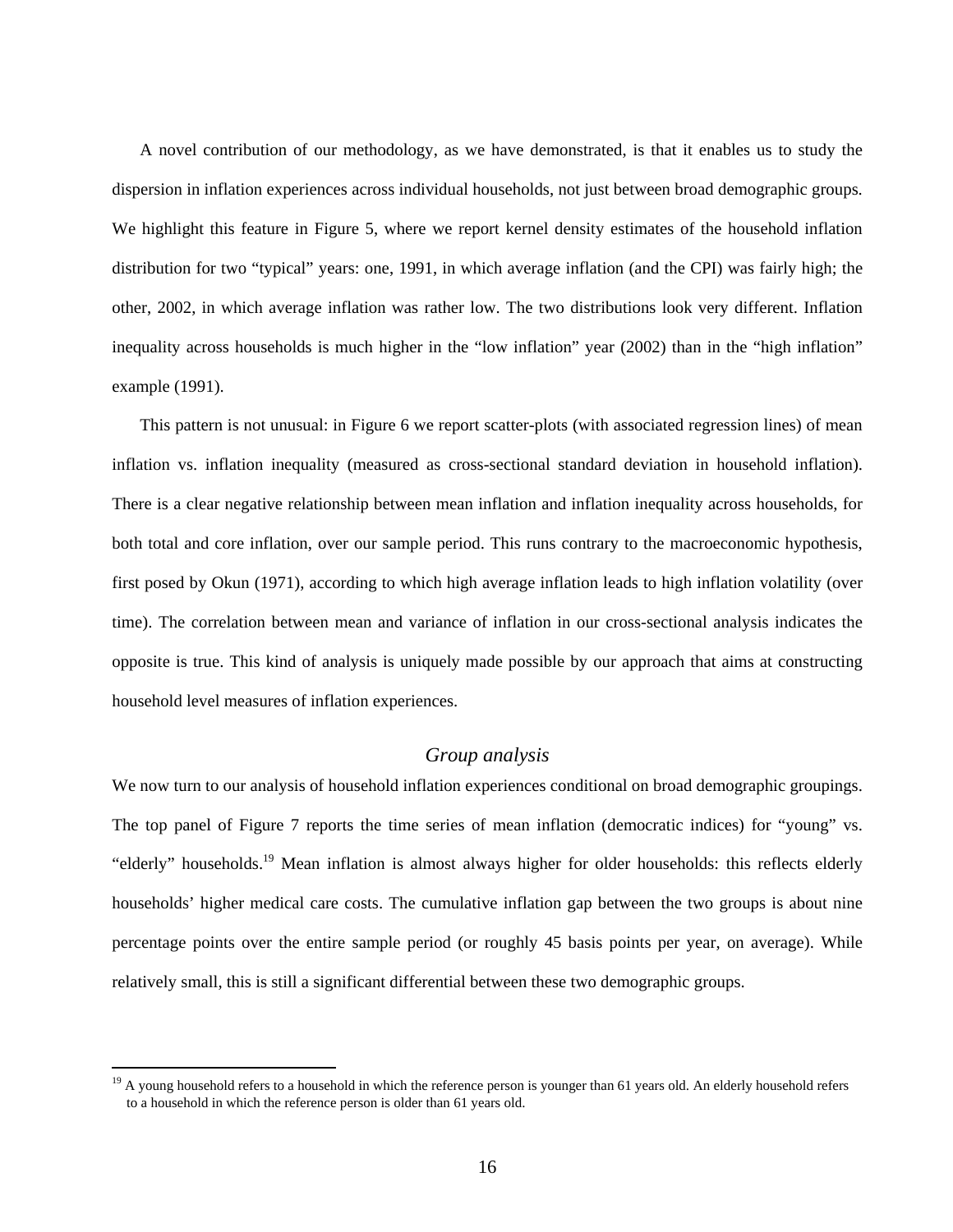A novel contribution of our methodology, as we have demonstrated, is that it enables us to study the dispersion in inflation experiences across individual households, not just between broad demographic groups. We highlight this feature in Figure 5, where we report kernel density estimates of the household inflation distribution for two "typical" years: one, 1991, in which average inflation (and the CPI) was fairly high; the other, 2002, in which average inflation was rather low. The two distributions look very different. Inflation inequality across households is much higher in the "low inflation" year (2002) than in the "high inflation" example (1991).

This pattern is not unusual: in Figure 6 we report scatter-plots (with associated regression lines) of mean inflation vs. inflation inequality (measured as cross-sectional standard deviation in household inflation). There is a clear negative relationship between mean inflation and inflation inequality across households, for both total and core inflation, over our sample period. This runs contrary to the macroeconomic hypothesis, first posed by Okun (1971), according to which high average inflation leads to high inflation volatility (over time). The correlation between mean and variance of inflation in our cross-sectional analysis indicates the opposite is true. This kind of analysis is uniquely made possible by our approach that aims at constructing household level measures of inflation experiences.

### *Group analysis*

We now turn to our analysis of household inflation experiences conditional on broad demographic groupings. The top panel of Figure 7 reports the time series of mean inflation (democratic indices) for "young" vs. "elderly" households.[19] Mean inflation is almost always higher for older households: this reflects elderly households' higher medical care costs. The cumulative inflation gap between the two groups is about nine percentage points over the entire sample period (or roughly 45 basis points per year, on average). While relatively small, this is still a significant differential between these two demographic groups.

[19] A young household refers to a household in which the reference person is younger than 61 years old. An elderly household refers to a household in which the reference person is older than 61 years old.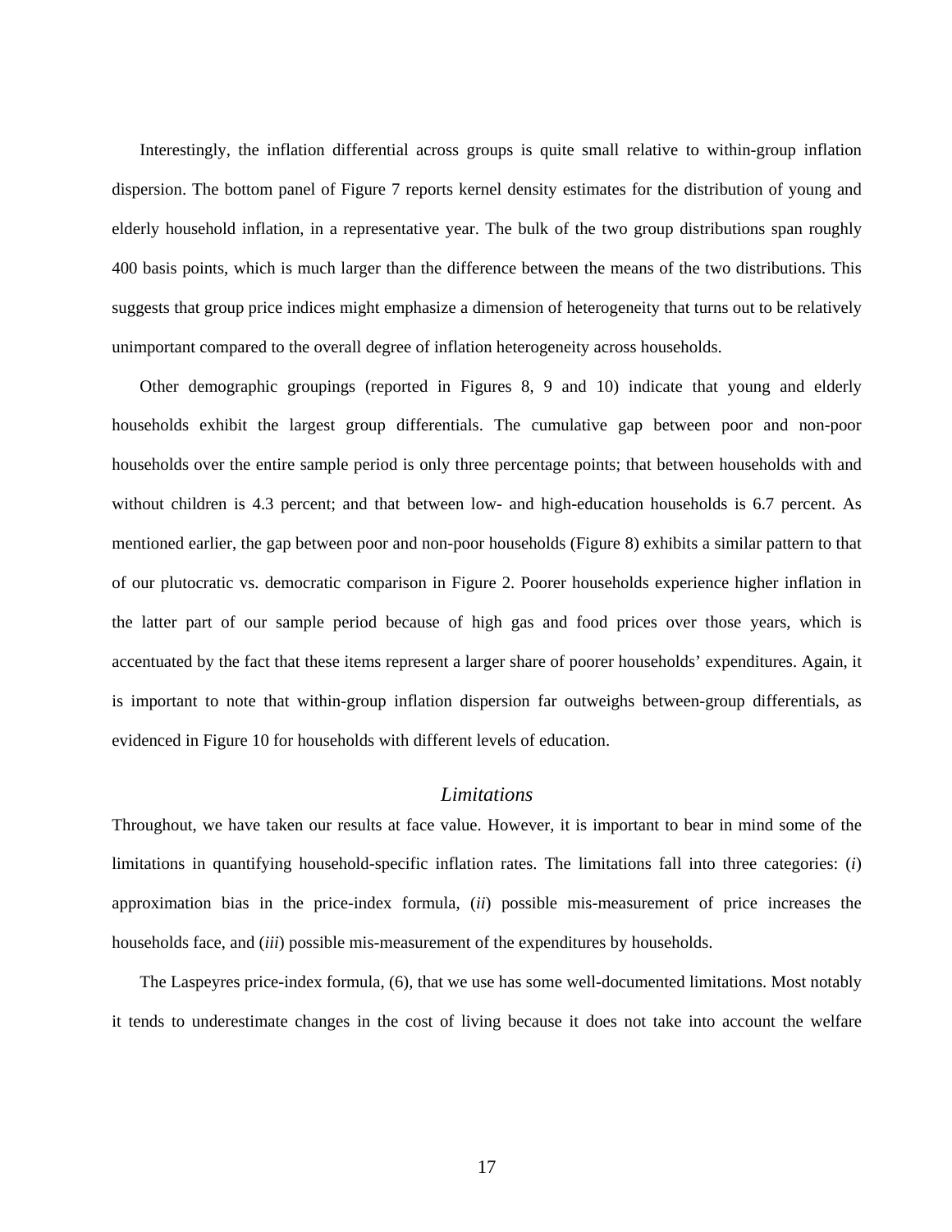Interestingly, the inflation differential across groups is quite small relative to within-group inflation dispersion. The bottom panel of Figure 7 reports kernel density estimates for the distribution of young and elderly household inflation, in a representative year. The bulk of the two group distributions span roughly 400 basis points, which is much larger than the difference between the means of the two distributions. This suggests that group price indices might emphasize a dimension of heterogeneity that turns out to be relatively unimportant compared to the overall degree of inflation heterogeneity across households.

Other demographic groupings (reported in Figures 8, 9 and 10) indicate that young and elderly households exhibit the largest group differentials. The cumulative gap between poor and non-poor households over the entire sample period is only three percentage points; that between households with and without children is 4.3 percent; and that between low- and high-education households is 6.7 percent. As mentioned earlier, the gap between poor and non-poor households (Figure 8) exhibits a similar pattern to that of our plutocratic vs. democratic comparison in Figure 2. Poorer households experience higher inflation in the latter part of our sample period because of high gas and food prices over those years, which is accentuated by the fact that these items represent a larger share of poorer households' expenditures. Again, it is important to note that within-group inflation dispersion far outweighs between-group differentials, as evidenced in Figure 10 for households with different levels of education.

### *Limitations*

Throughout, we have taken our results at face value. However, it is important to bear in mind some of the limitations in quantifying household-specific inflation rates. The limitations fall into three categories: (*i*) approximation bias in the price-index formula, (*ii*) possible mis-measurement of price increases the households face, and (*iii*) possible mis-measurement of the expenditures by households.

The Laspeyres price-index formula, (6), that we use has some well-documented limitations. Most notably it tends to underestimate changes in the cost of living because it does not take into account the welfare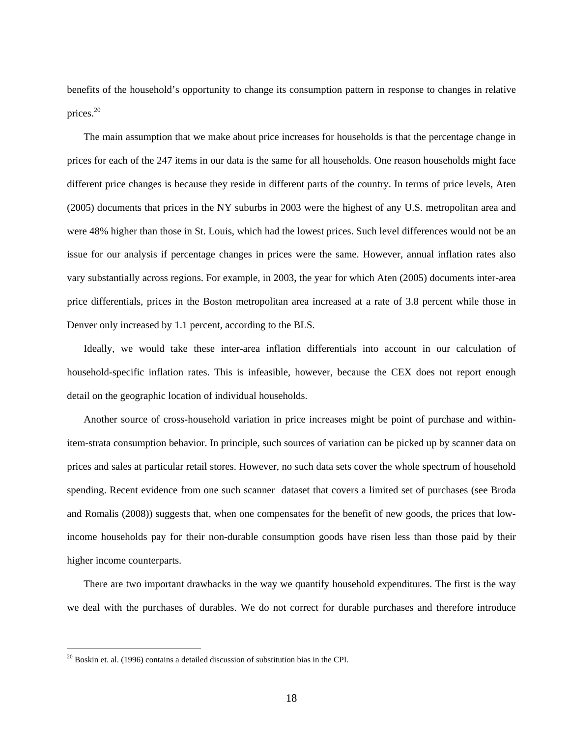benefits of the household's opportunity to change its consumption pattern in response to changes in relative prices.[20]

The main assumption that we make about price increases for households is that the percentage change in prices for each of the 247 items in our data is the same for all households. One reason households might face different price changes is because they reside in different parts of the country. In terms of price levels, Aten (2005) documents that prices in the NY suburbs in 2003 were the highest of any U.S. metropolitan area and were 48% higher than those in St. Louis, which had the lowest prices. Such level differences would not be an issue for our analysis if percentage changes in prices were the same. However, annual inflation rates also vary substantially across regions. For example, in 2003, the year for which Aten (2005) documents inter-area price differentials, prices in the Boston metropolitan area increased at a rate of 3.8 percent while those in Denver only increased by 1.1 percent, according to the BLS.

Ideally, we would take these inter-area inflation differentials into account in our calculation of household-specific inflation rates. This is infeasible, however, because the CEX does not report enough detail on the geographic location of individual households.

Another source of cross-household variation in price increases might be point of purchase and within-item-strata consumption behavior. In principle, such sources of variation can be picked up by scanner data on prices and sales at particular retail stores. However, no such data sets cover the whole spectrum of household spending. Recent evidence from one such scanner dataset that covers a limited set of purchases (see Broda and Romalis (2008)) suggests that, when one compensates for the benefit of new goods, the prices that low-income households pay for their non-durable consumption goods have risen less than those paid by their higher income counterparts.

There are two important drawbacks in the way we quantify household expenditures. The first is the way we deal with the purchases of durables. We do not correct for durable purchases and therefore introduce

[20] Boskin et. al. (1996) contains a detailed discussion of substitution bias in the CPI.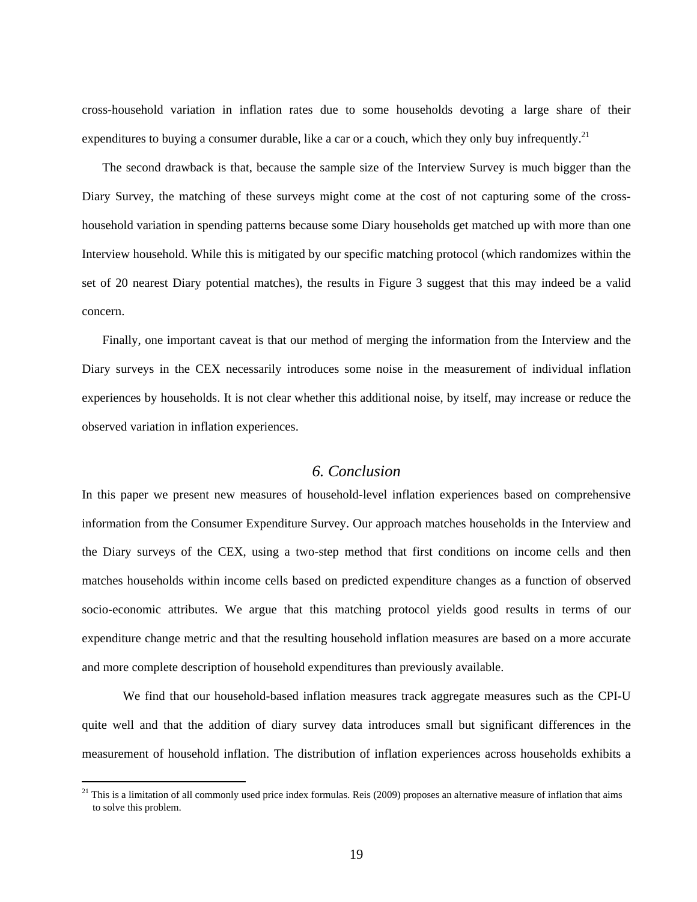cross-household variation in inflation rates due to some households devoting a large share of their expenditures to buying a consumer durable, like a car or a couch, which they only buy infrequently.[21]

The second drawback is that, because the sample size of the Interview Survey is much bigger than the Diary Survey, the matching of these surveys might come at the cost of not capturing some of the cross-household variation in spending patterns because some Diary households get matched up with more than one Interview household. While this is mitigated by our specific matching protocol (which randomizes within the set of 20 nearest Diary potential matches), the results in Figure 3 suggest that this may indeed be a valid concern.

Finally, one important caveat is that our method of merging the information from the Interview and the Diary surveys in the CEX necessarily introduces some noise in the measurement of individual inflation experiences by households. It is not clear whether this additional noise, by itself, may increase or reduce the observed variation in inflation experiences.

## *6. Conclusion*

In this paper we present new measures of household-level inflation experiences based on comprehensive information from the Consumer Expenditure Survey. Our approach matches households in the Interview and the Diary surveys of the CEX, using a two-step method that first conditions on income cells and then matches households within income cells based on predicted expenditure changes as a function of observed socio-economic attributes. We argue that this matching protocol yields good results in terms of our expenditure change metric and that the resulting household inflation measures are based on a more accurate and more complete description of household expenditures than previously available.

We find that our household-based inflation measures track aggregate measures such as the CPI-U quite well and that the addition of diary survey data introduces small but significant differences in the measurement of household inflation. The distribution of inflation experiences across households exhibits a

[21] This is a limitation of all commonly used price index formulas. Reis (2009) proposes an alternative measure of inflation that aims to solve this problem.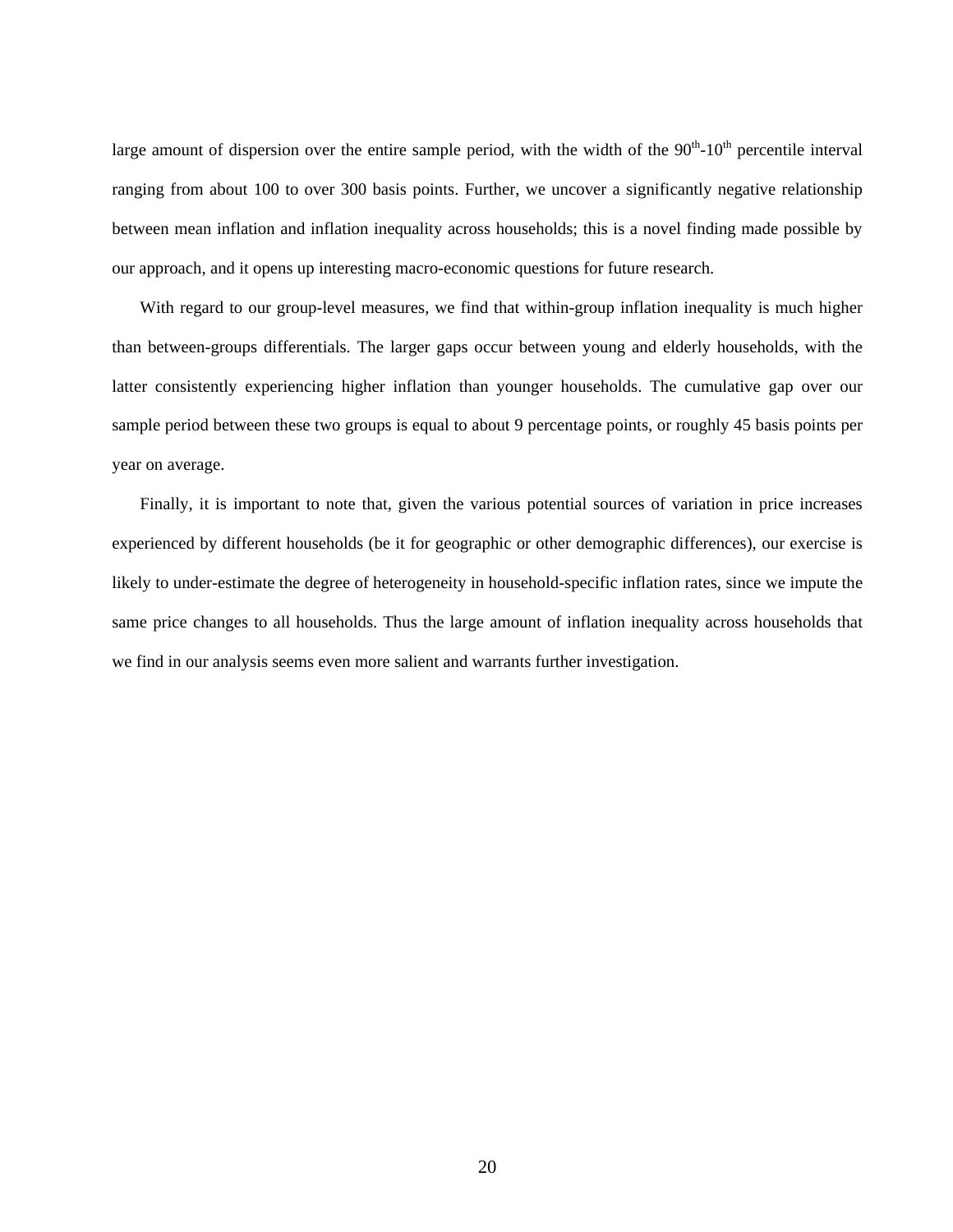large amount of dispersion over the entire sample period, with the width of the $90^{th}$-$10^{th}$ percentile interval ranging from about 100 to over 300 basis points. Further, we uncover a significantly negative relationship between mean inflation and inflation inequality across households; this is a novel finding made possible by our approach, and it opens up interesting macro-economic questions for future research.

With regard to our group-level measures, we find that within-group inflation inequality is much higher than between-groups differentials. The larger gaps occur between young and elderly households, with the latter consistently experiencing higher inflation than younger households. The cumulative gap over our sample period between these two groups is equal to about 9 percentage points, or roughly 45 basis points per year on average.

Finally, it is important to note that, given the various potential sources of variation in price increases experienced by different households (be it for geographic or other demographic differences), our exercise is likely to under-estimate the degree of heterogeneity in household-specific inflation rates, since we impute the same price changes to all households. Thus the large amount of inflation inequality across households that we find in our analysis seems even more salient and warrants further investigation.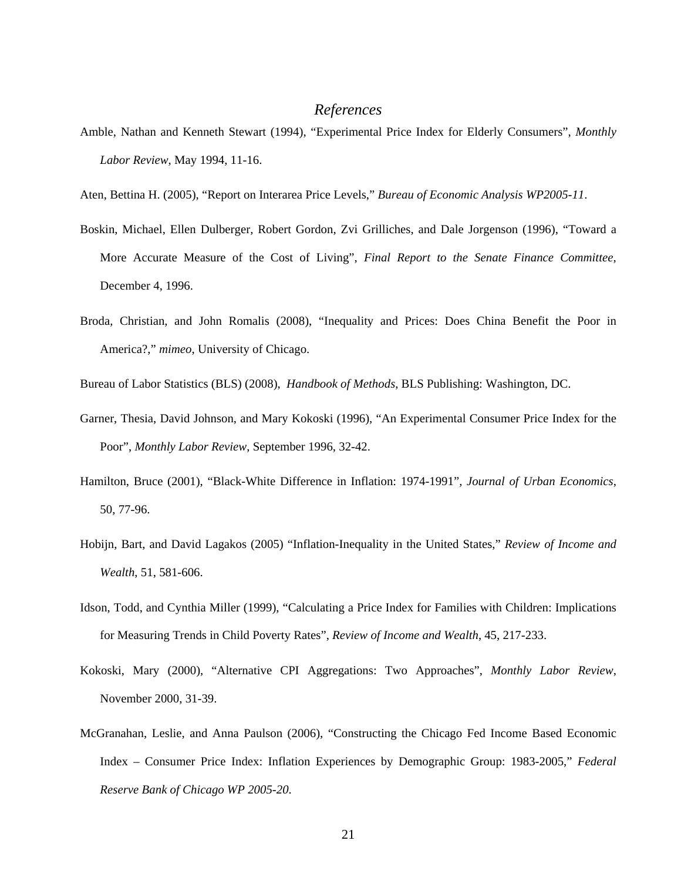## *References*

Amble, Nathan and Kenneth Stewart (1994), "Experimental Price Index for Elderly Consumers", *Monthly Labor Review*, May 1994, 11-16.

Aten, Bettina H. (2005), "Report on Interarea Price Levels," *Bureau of Economic Analysis WP2005-11*.

Boskin, Michael, Ellen Dulberger, Robert Gordon, Zvi Grilliches, and Dale Jorgenson (1996), "Toward a More Accurate Measure of the Cost of Living", *Final Report to the Senate Finance Committee*, December 4, 1996.

Broda, Christian, and John Romalis (2008), "Inequality and Prices: Does China Benefit the Poor in America?," *mimeo*, University of Chicago.

Bureau of Labor Statistics (BLS) (2008), *Handbook of Methods*, BLS Publishing: Washington, DC.

Garner, Thesia, David Johnson, and Mary Kokoski (1996), "An Experimental Consumer Price Index for the Poor", *Monthly Labor Review*, September 1996, 32-42.

Hamilton, Bruce (2001), "Black-White Difference in Inflation: 1974-1991", *Journal of Urban Economics*, 50, 77-96.

Hobijn, Bart, and David Lagakos (2005) "Inflation-Inequality in the United States," *Review of Income and Wealth*, 51, 581-606.

Idson, Todd, and Cynthia Miller (1999), "Calculating a Price Index for Families with Children: Implications for Measuring Trends in Child Poverty Rates", *Review of Income and Wealth*, 45, 217-233.

Kokoski, Mary (2000), "Alternative CPI Aggregations: Two Approaches", *Monthly Labor Review*, November 2000, 31-39.

McGranahan, Leslie, and Anna Paulson (2006), "Constructing the Chicago Fed Income Based Economic Index – Consumer Price Index: Inflation Experiences by Demographic Group: 1983-2005," *Federal Reserve Bank of Chicago WP 2005-20*.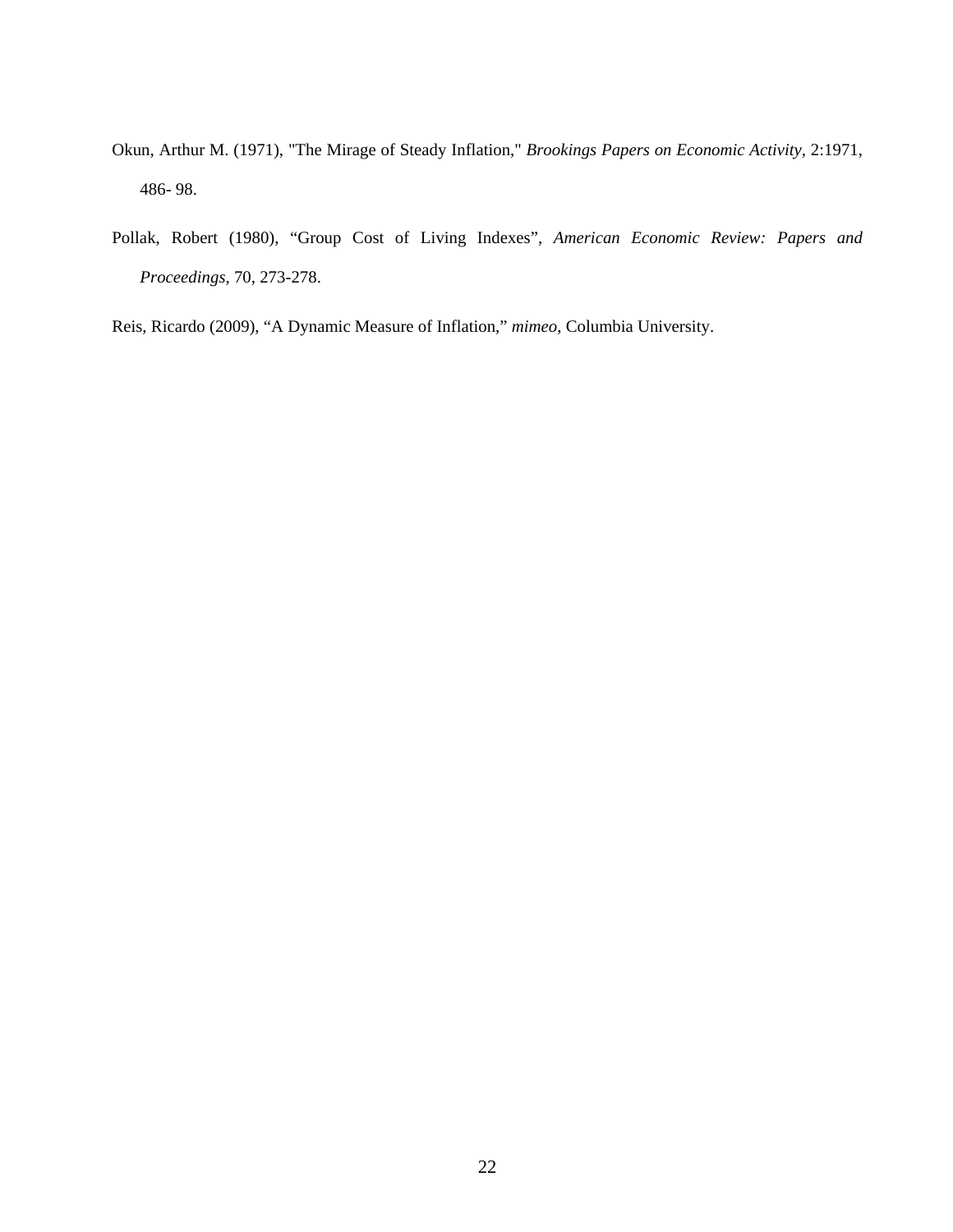Okun, Arthur M. (1971), "The Mirage of Steady Inflation," *Brookings Papers on Economic Activity*, 2:1971, 486- 98.

Pollak, Robert (1980), "Group Cost of Living Indexes", *American Economic Review: Papers and Proceedings*, 70, 273-278.

Reis, Ricardo (2009), "A Dynamic Measure of Inflation," *mimeo*, Columbia University.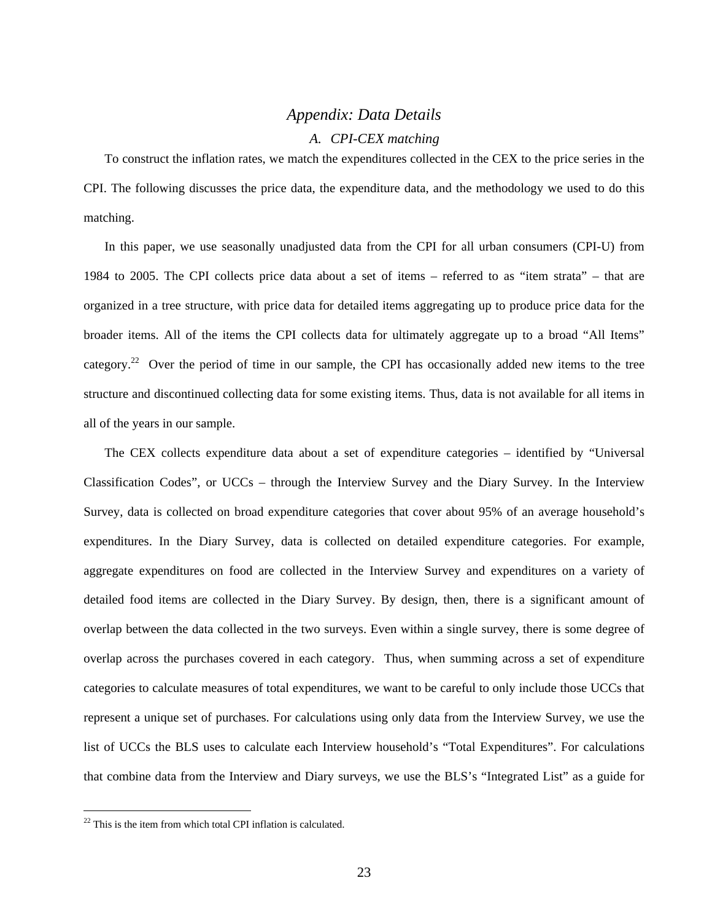# *Appendix: Data Details*

## *A. CPI-CEX matching*

To construct the inflation rates, we match the expenditures collected in the CEX to the price series in the CPI. The following discusses the price data, the expenditure data, and the methodology we used to do this matching.

In this paper, we use seasonally unadjusted data from the CPI for all urban consumers (CPI-U) from 1984 to 2005. The CPI collects price data about a set of items – referred to as "item strata" – that are organized in a tree structure, with price data for detailed items aggregating up to produce price data for the broader items. All of the items the CPI collects data for ultimately aggregate up to a broad "All Items" category.[22] Over the period of time in our sample, the CPI has occasionally added new items to the tree structure and discontinued collecting data for some existing items. Thus, data is not available for all items in all of the years in our sample.

The CEX collects expenditure data about a set of expenditure categories – identified by "Universal Classification Codes", or UCCs – through the Interview Survey and the Diary Survey. In the Interview Survey, data is collected on broad expenditure categories that cover about 95% of an average household's expenditures. In the Diary Survey, data is collected on detailed expenditure categories. For example, aggregate expenditures on food are collected in the Interview Survey and expenditures on a variety of detailed food items are collected in the Diary Survey. By design, then, there is a significant amount of overlap between the data collected in the two surveys. Even within a single survey, there is some degree of overlap across the purchases covered in each category. Thus, when summing across a set of expenditure categories to calculate measures of total expenditures, we want to be careful to only include those UCCs that represent a unique set of purchases. For calculations using only data from the Interview Survey, we use the list of UCCs the BLS uses to calculate each Interview household's "Total Expenditures". For calculations that combine data from the Interview and Diary surveys, we use the BLS's "Integrated List" as a guide for

[22] This is the item from which total CPI inflation is calculated.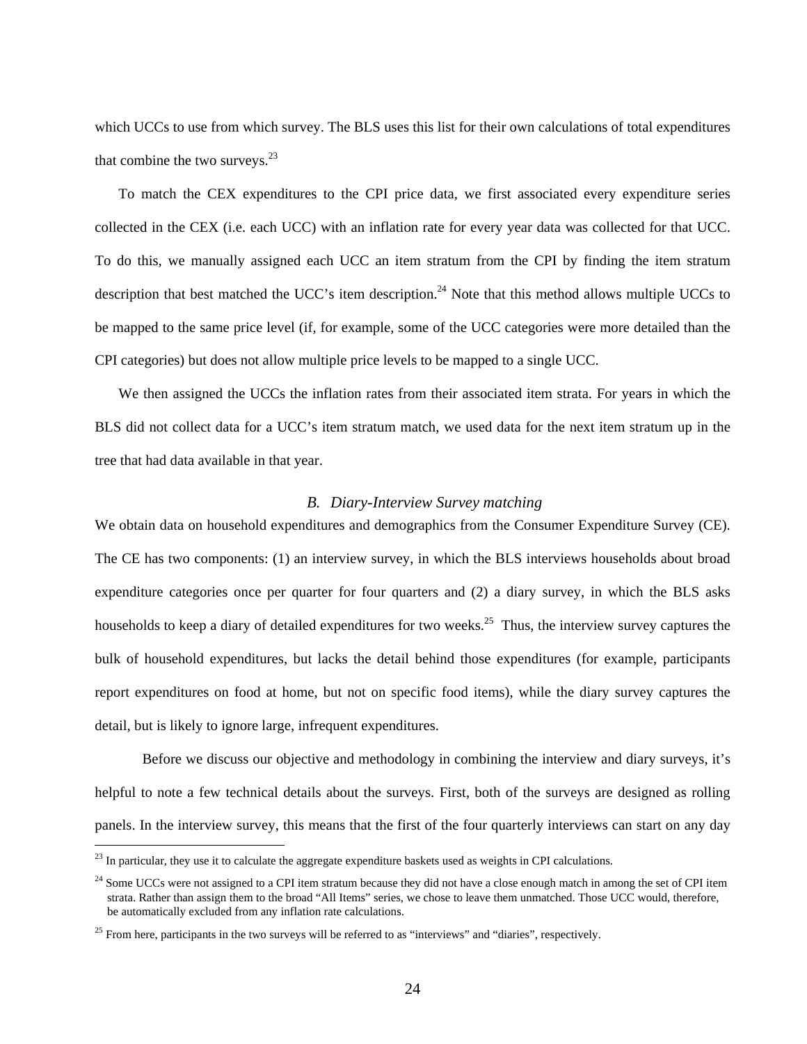which UCCs to use from which survey. The BLS uses this list for their own calculations of total expenditures that combine the two surveys.[23]

To match the CEX expenditures to the CPI price data, we first associated every expenditure series collected in the CEX (i.e. each UCC) with an inflation rate for every year data was collected for that UCC. To do this, we manually assigned each UCC an item stratum from the CPI by finding the item stratum description that best matched the UCC's item description.[24] Note that this method allows multiple UCCs to be mapped to the same price level (if, for example, some of the UCC categories were more detailed than the CPI categories) but does not allow multiple price levels to be mapped to a single UCC.

We then assigned the UCCs the inflation rates from their associated item strata. For years in which the BLS did not collect data for a UCC's item stratum match, we used data for the next item stratum up in the tree that had data available in that year.

### *B. Diary-Interview Survey matching*

We obtain data on household expenditures and demographics from the Consumer Expenditure Survey (CE). The CE has two components: (1) an interview survey, in which the BLS interviews households about broad expenditure categories once per quarter for four quarters and (2) a diary survey, in which the BLS asks households to keep a diary of detailed expenditures for two weeks.[25] Thus, the interview survey captures the bulk of household expenditures, but lacks the detail behind those expenditures (for example, participants report expenditures on food at home, but not on specific food items), while the diary survey captures the detail, but is likely to ignore large, infrequent expenditures.

Before we discuss our objective and methodology in combining the interview and diary surveys, it's helpful to note a few technical details about the surveys. First, both of the surveys are designed as rolling panels. In the interview survey, this means that the first of the four quarterly interviews can start on any day

---

[23] In particular, they use it to calculate the aggregate expenditure baskets used as weights in CPI calculations.

[24] Some UCCs were not assigned to a CPI item stratum because they did not have a close enough match in among the set of CPI item strata. Rather than assign them to the broad "All Items" series, we chose to leave them unmatched. Those UCC would, therefore, be automatically excluded from any inflation rate calculations.

[25] From here, participants in the two surveys will be referred to as "interviews" and "diaries", respectively.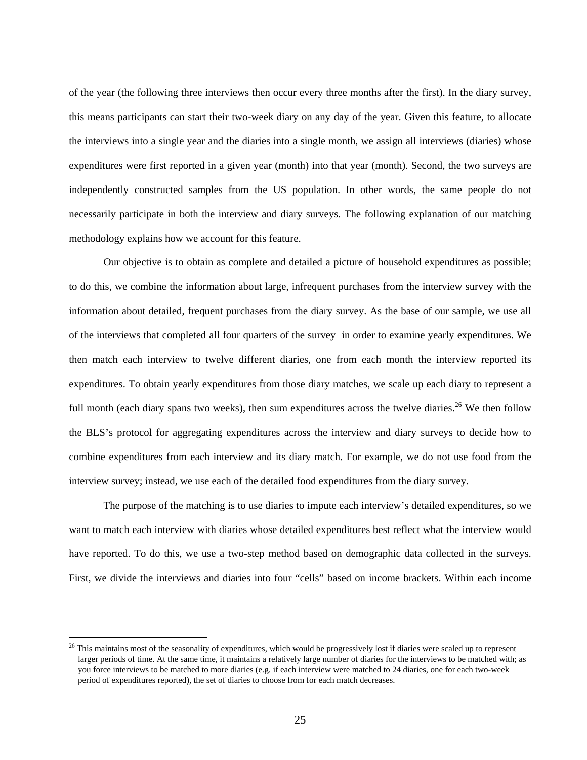of the year (the following three interviews then occur every three months after the first). In the diary survey, this means participants can start their two-week diary on any day of the year. Given this feature, to allocate the interviews into a single year and the diaries into a single month, we assign all interviews (diaries) whose expenditures were first reported in a given year (month) into that year (month). Second, the two surveys are independently constructed samples from the US population. In other words, the same people do not necessarily participate in both the interview and diary surveys. The following explanation of our matching methodology explains how we account for this feature.

Our objective is to obtain as complete and detailed a picture of household expenditures as possible; to do this, we combine the information about large, infrequent purchases from the interview survey with the information about detailed, frequent purchases from the diary survey. As the base of our sample, we use all of the interviews that completed all four quarters of the survey in order to examine yearly expenditures. We then match each interview to twelve different diaries, one from each month the interview reported its expenditures. To obtain yearly expenditures from those diary matches, we scale up each diary to represent a full month (each diary spans two weeks), then sum expenditures across the twelve diaries.[26] We then follow the BLS's protocol for aggregating expenditures across the interview and diary surveys to decide how to combine expenditures from each interview and its diary match. For example, we do not use food from the interview survey; instead, we use each of the detailed food expenditures from the diary survey.

The purpose of the matching is to use diaries to impute each interview's detailed expenditures, so we want to match each interview with diaries whose detailed expenditures best reflect what the interview would have reported. To do this, we use a two-step method based on demographic data collected in the surveys. First, we divide the interviews and diaries into four "cells" based on income brackets. Within each income

[26] This maintains most of the seasonality of expenditures, which would be progressively lost if diaries were scaled up to represent larger periods of time. At the same time, it maintains a relatively large number of diaries for the interviews to be matched with; as you force interviews to be matched to more diaries (e.g. if each interview were matched to 24 diaries, one for each two-week period of expenditures reported), the set of diaries to choose from for each match decreases.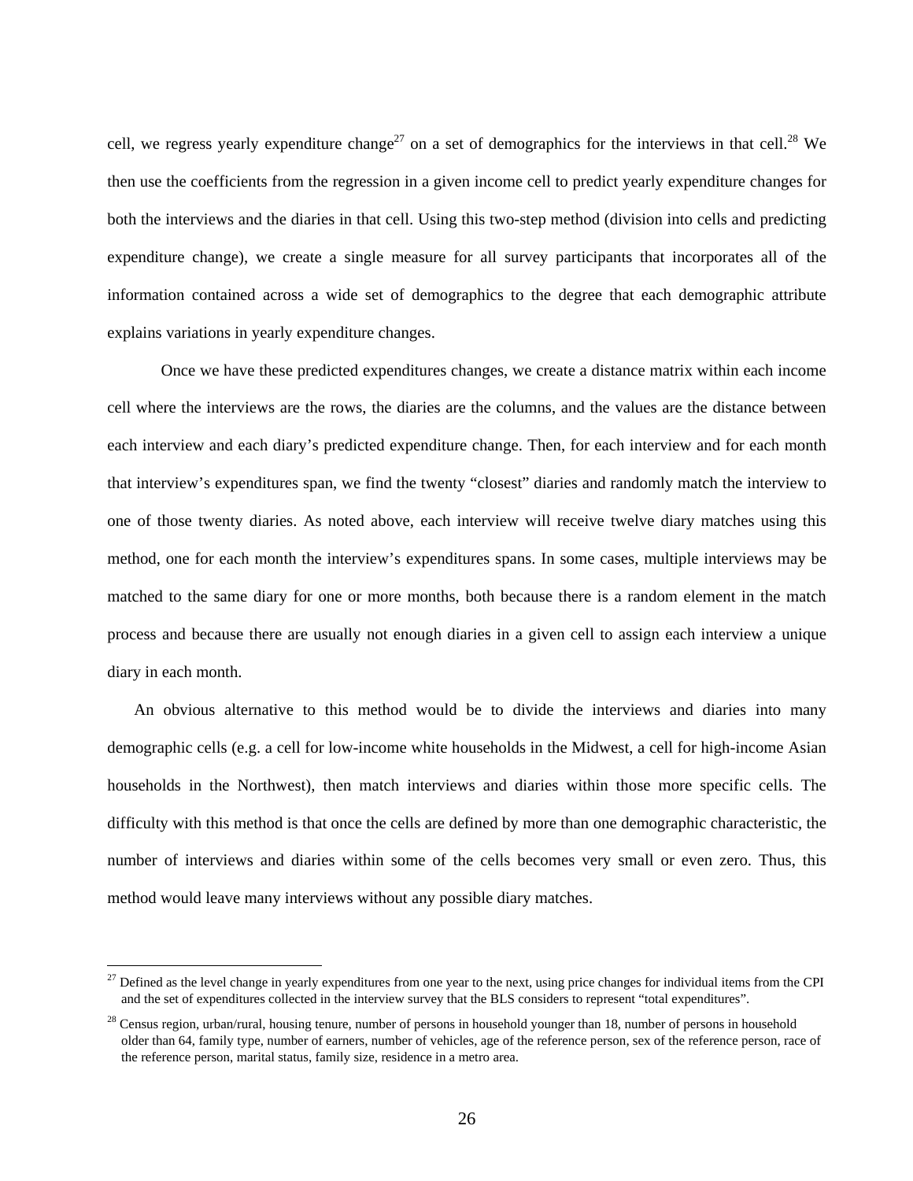cell, we regress yearly expenditure change[27] on a set of demographics for the interviews in that cell.[28] We then use the coefficients from the regression in a given income cell to predict yearly expenditure changes for both the interviews and the diaries in that cell. Using this two-step method (division into cells and predicting expenditure change), we create a single measure for all survey participants that incorporates all of the information contained across a wide set of demographics to the degree that each demographic attribute explains variations in yearly expenditure changes.

Once we have these predicted expenditures changes, we create a distance matrix within each income cell where the interviews are the rows, the diaries are the columns, and the values are the distance between each interview and each diary's predicted expenditure change. Then, for each interview and for each month that interview's expenditures span, we find the twenty "closest" diaries and randomly match the interview to one of those twenty diaries. As noted above, each interview will receive twelve diary matches using this method, one for each month the interview's expenditures spans. In some cases, multiple interviews may be matched to the same diary for one or more months, both because there is a random element in the match process and because there are usually not enough diaries in a given cell to assign each interview a unique diary in each month.

An obvious alternative to this method would be to divide the interviews and diaries into many demographic cells (e.g. a cell for low-income white households in the Midwest, a cell for high-income Asian households in the Northwest), then match interviews and diaries within those more specific cells. The difficulty with this method is that once the cells are defined by more than one demographic characteristic, the number of interviews and diaries within some of the cells becomes very small or even zero. Thus, this method would leave many interviews without any possible diary matches.

---

[27] Defined as the level change in yearly expenditures from one year to the next, using price changes for individual items from the CPI and the set of expenditures collected in the interview survey that the BLS considers to represent "total expenditures".

[28] Census region, urban/rural, housing tenure, number of persons in household younger than 18, number of persons in household older than 64, family type, number of earners, number of vehicles, age of the reference person, sex of the reference person, race of the reference person, marital status, family size, residence in a metro area.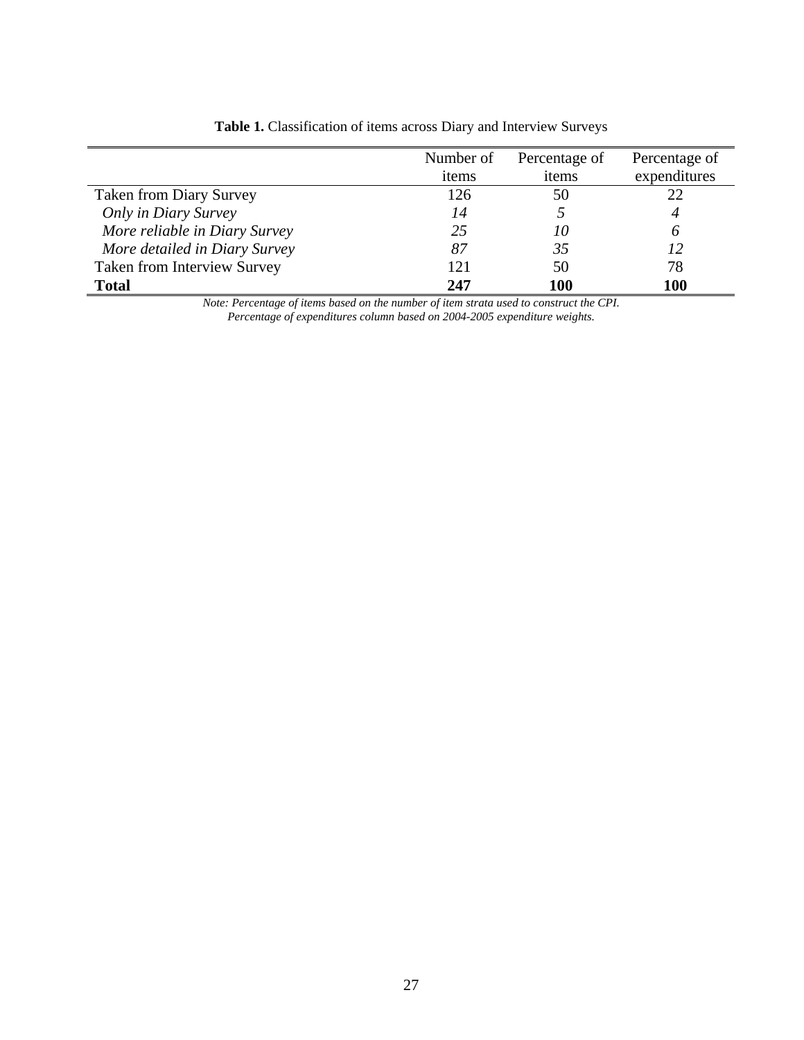**Table 1.** Classification of items across Diary and Interview Surveys

| | Number of items | Percentage of items | Percentage of expenditures |
|---|---|---|---|
| Taken from Diary Survey | 126 | 50 | 22 |
| *Only in Diary Survey* | *14* | *5* | *4* |
| *More reliable in Diary Survey* | *25* | *10* | *6* |
| *More detailed in Diary Survey* | *87* | *35* | *12* |
| Taken from Interview Survey | 121 | 50 | 78 |
| **Total** | **247** | **100** | **100** |

*Note: Percentage of items based on the number of item strata used to construct the CPI.*
*Percentage of expenditures column based on 2004-2005 expenditure weights.*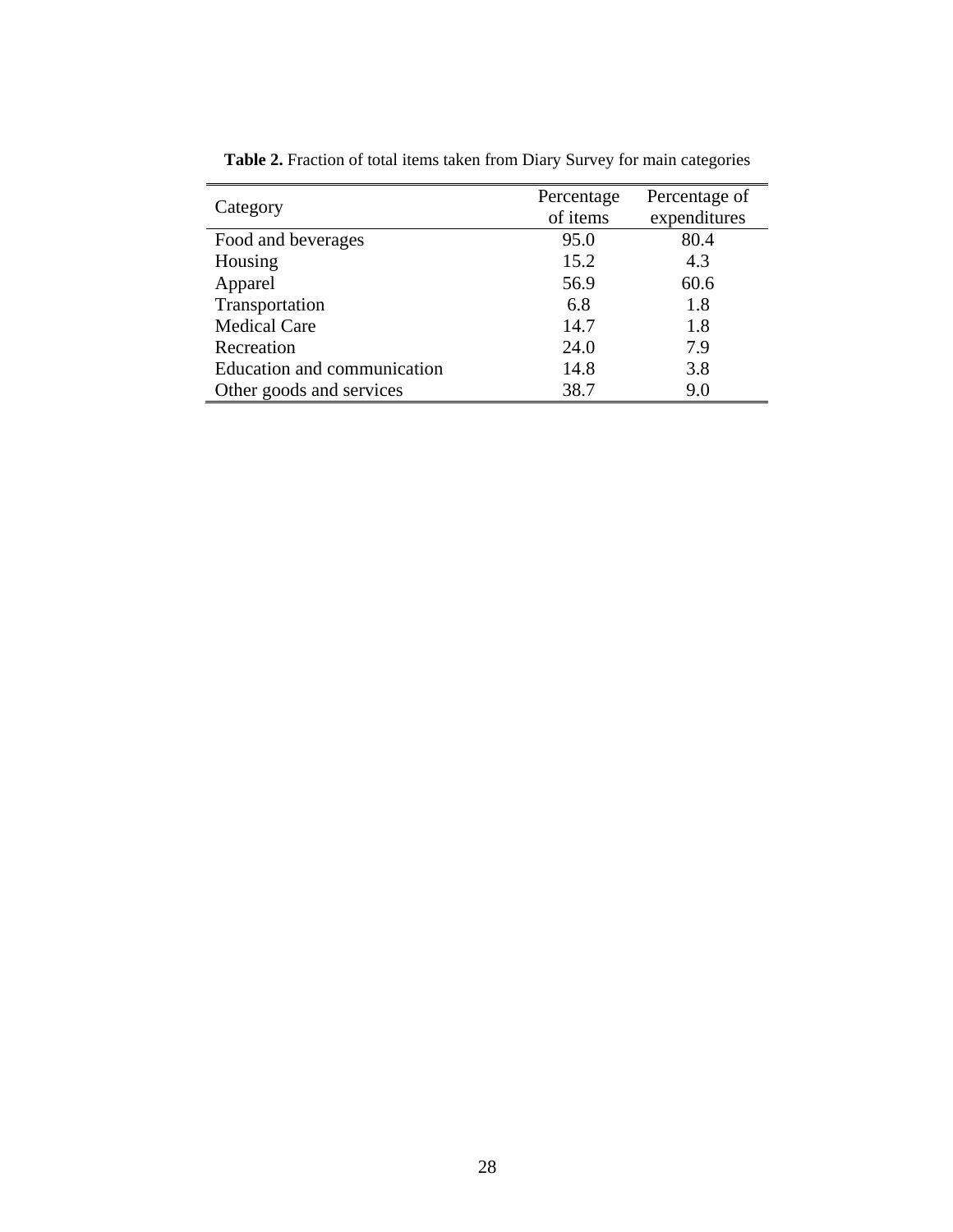**Table 2.** Fraction of total items taken from Diary Survey for main categories

| Category | Percentage of items | Percentage of expenditures |
|---|---|---|
| Food and beverages | 95.0 | 80.4 |
| Housing | 15.2 | 4.3 |
| Apparel | 56.9 | 60.6 |
| Transportation | 6.8 | 1.8 |
| Medical Care | 14.7 | 1.8 |
| Recreation | 24.0 | 7.9 |
| Education and communication | 14.8 | 3.8 |
| Other goods and services | 38.7 | 9.0 |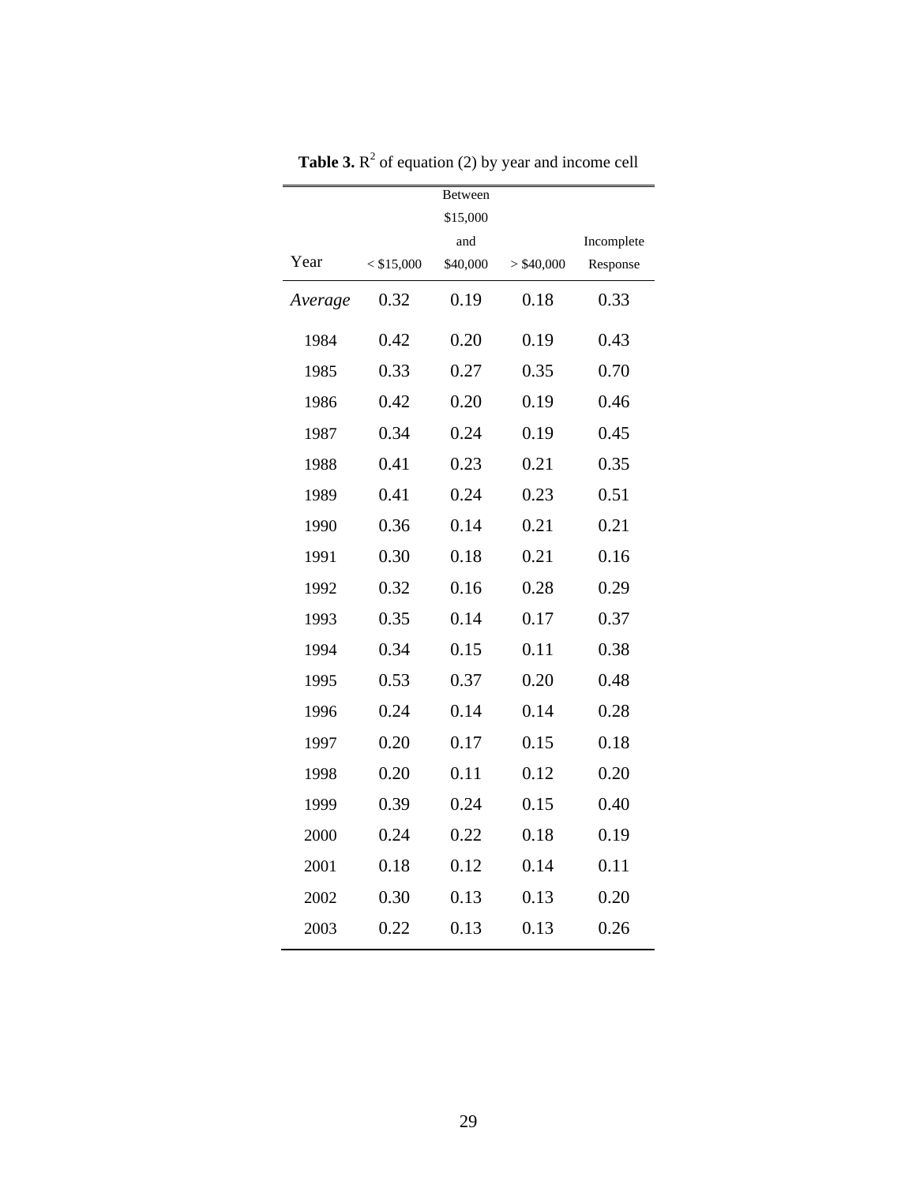**Table 3.** $R^2$ of equation (2) by year and income cell

| Year | < \$15,000 | Between \$15,000 and \$40,000 | > \$40,000 | Incomplete Response |
|---|---|---|---|---|
| *Average* | 0.32 | 0.19 | 0.18 | 0.33 |
| 1984 | 0.42 | 0.20 | 0.19 | 0.43 |
| 1985 | 0.33 | 0.27 | 0.35 | 0.70 |
| 1986 | 0.42 | 0.20 | 0.19 | 0.46 |
| 1987 | 0.34 | 0.24 | 0.19 | 0.45 |
| 1988 | 0.41 | 0.23 | 0.21 | 0.35 |
| 1989 | 0.41 | 0.24 | 0.23 | 0.51 |
| 1990 | 0.36 | 0.14 | 0.21 | 0.21 |
| 1991 | 0.30 | 0.18 | 0.21 | 0.16 |
| 1992 | 0.32 | 0.16 | 0.28 | 0.29 |
| 1993 | 0.35 | 0.14 | 0.17 | 0.37 |
| 1994 | 0.34 | 0.15 | 0.11 | 0.38 |
| 1995 | 0.53 | 0.37 | 0.20 | 0.48 |
| 1996 | 0.24 | 0.14 | 0.14 | 0.28 |
| 1997 | 0.20 | 0.17 | 0.15 | 0.18 |
| 1998 | 0.20 | 0.11 | 0.12 | 0.20 |
| 1999 | 0.39 | 0.24 | 0.15 | 0.40 |
| 2000 | 0.24 | 0.22 | 0.18 | 0.19 |
| 2001 | 0.18 | 0.12 | 0.14 | 0.11 |
| 2002 | 0.30 | 0.13 | 0.13 | 0.20 |
| 2003 | 0.22 | 0.13 | 0.13 | 0.26 |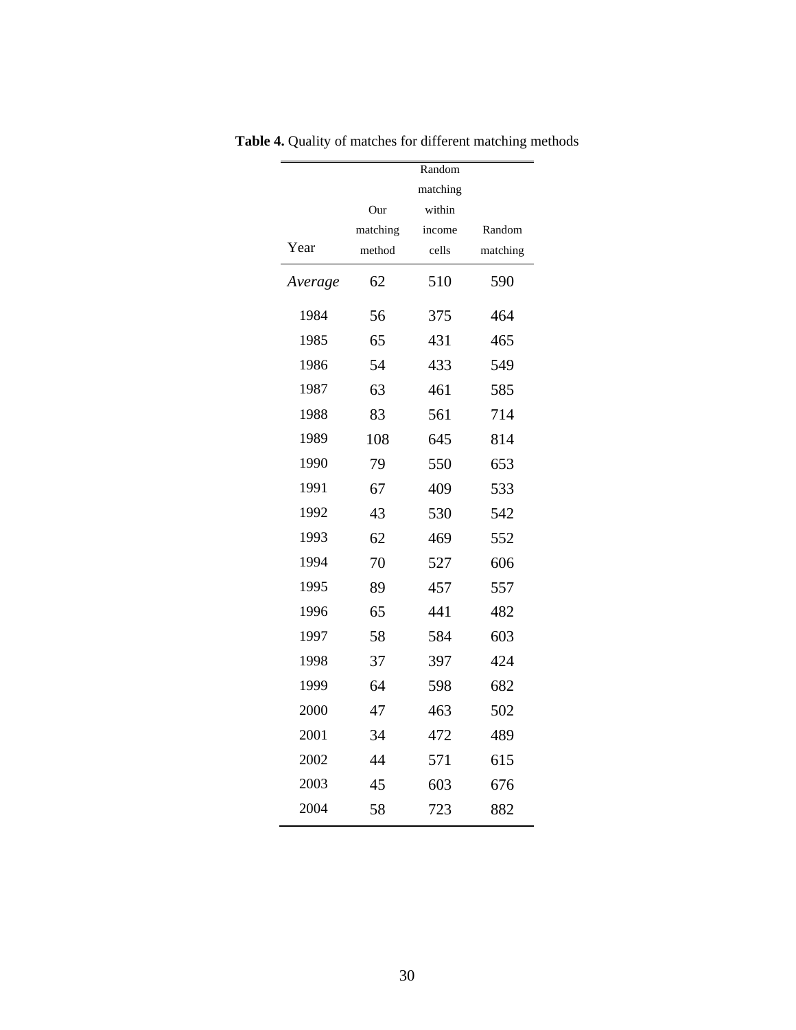**Table 4.** Quality of matches for different matching methods

| Year | Our matching method | Random matching within income cells | Random matching |
|---|---|---|---|
| *Average* | 62 | 510 | 590 |
| 1984 | 56 | 375 | 464 |
| 1985 | 65 | 431 | 465 |
| 1986 | 54 | 433 | 549 |
| 1987 | 63 | 461 | 585 |
| 1988 | 83 | 561 | 714 |
| 1989 | 108 | 645 | 814 |
| 1990 | 79 | 550 | 653 |
| 1991 | 67 | 409 | 533 |
| 1992 | 43 | 530 | 542 |
| 1993 | 62 | 469 | 552 |
| 1994 | 70 | 527 | 606 |
| 1995 | 89 | 457 | 557 |
| 1996 | 65 | 441 | 482 |
| 1997 | 58 | 584 | 603 |
| 1998 | 37 | 397 | 424 |
| 1999 | 64 | 598 | 682 |
| 2000 | 47 | 463 | 502 |
| 2001 | 34 | 472 | 489 |
| 2002 | 44 | 571 | 615 |
| 2003 | 45 | 603 | 676 |
| 2004 | 58 | 723 | 882 |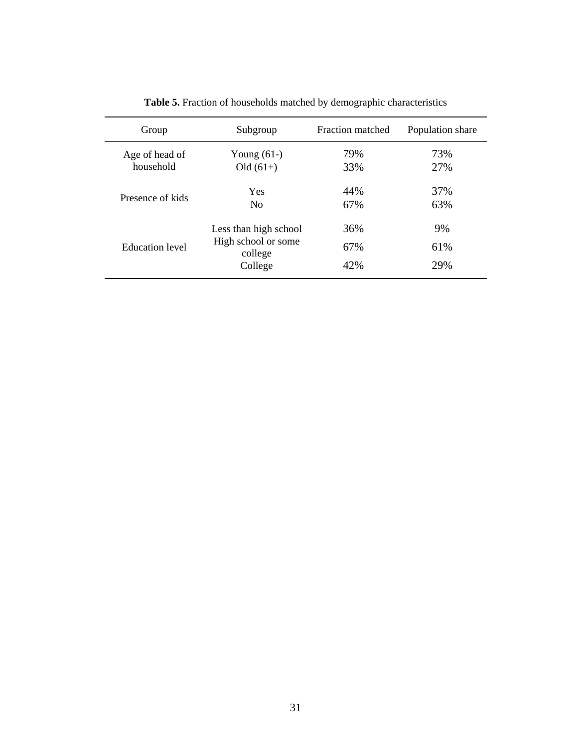**Table 5.** Fraction of households matched by demographic characteristics

| Group | Subgroup | Fraction matched | Population share |
|---|---|---|---|
| Age of head of household | Young (61-) | 79% | 73% |
| | Old (61+) | 33% | 27% |
| Presence of kids | Yes | 44% | 37% |
| | No | 67% | 63% |
| Education level | Less than high school | 36% | 9% |
| | High school or some college | 67% | 61% |
| | College | 42% | 29% |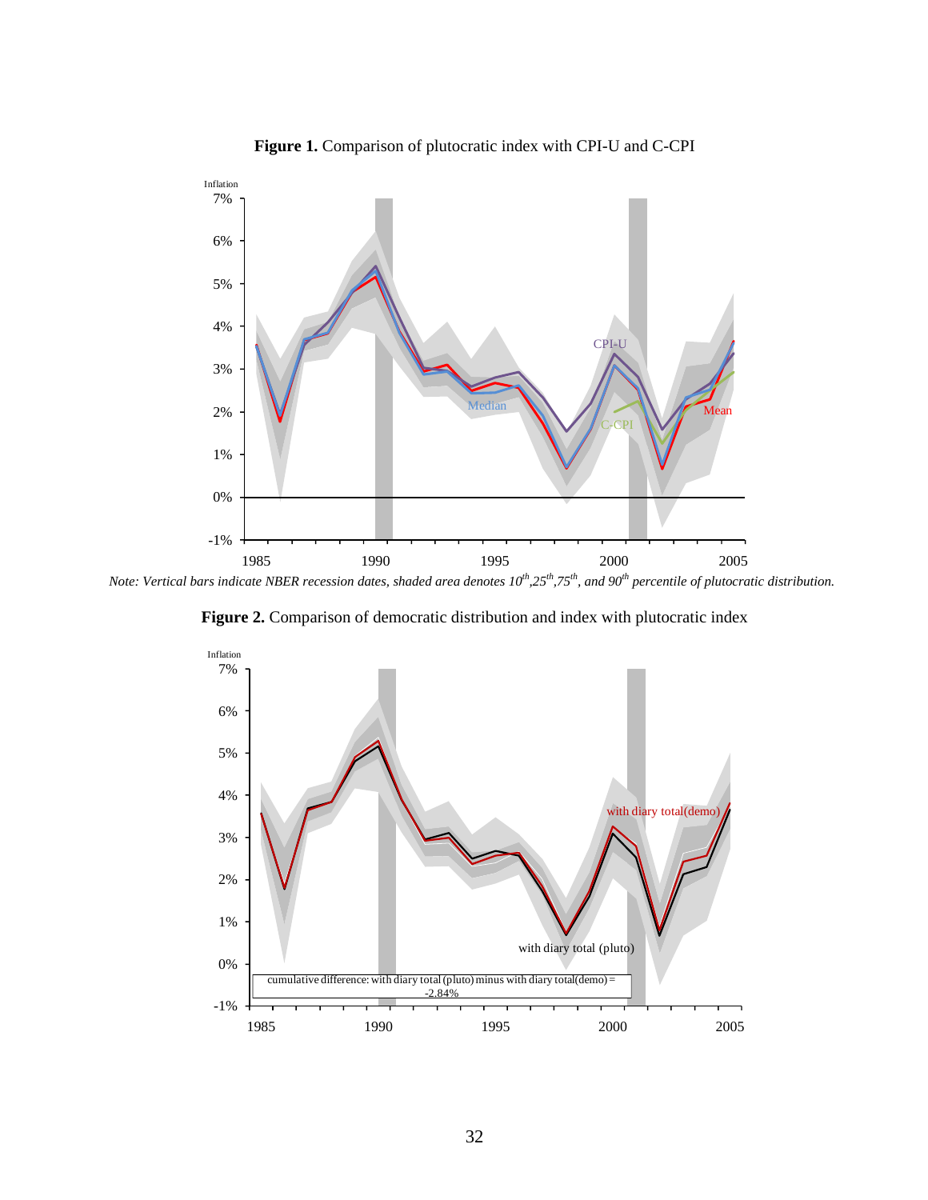**Figure 1.** Comparison of plutocratic index with CPI-U and C-CPI

*Note: Vertical bars indicate NBER recession dates, shaded area denotes 10th,25th,75th, and 90th percentile of plutocratic distribution.*

**Figure 2.** Comparison of democratic distribution and index with plutocratic index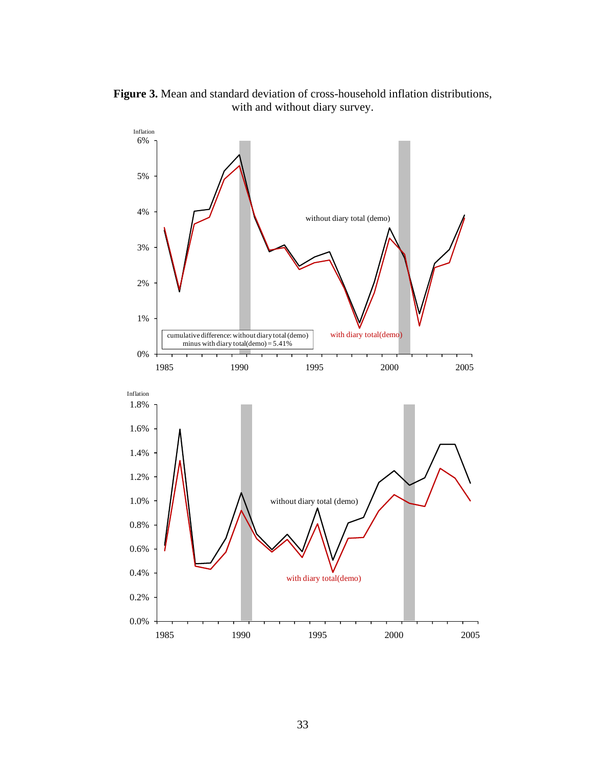**Figure 3.** Mean and standard deviation of cross-household inflation distributions, with and without diary survey.

Inflation

6%

5%

4%

3%

2%

1%

0%

1985 1990 1995 2000 2005

without diary total (demo)

with diary total(demo)

cumulative difference: without diary total (demo) minus with diary total(demo) = 5.41%

Inflation

1.8%

1.6%

1.4%

1.2%

1.0%

0.8%

0.6%

0.4%

0.2%

0.0%

1985 1990 1995 2000 2005

without diary total (demo)

with diary total(demo)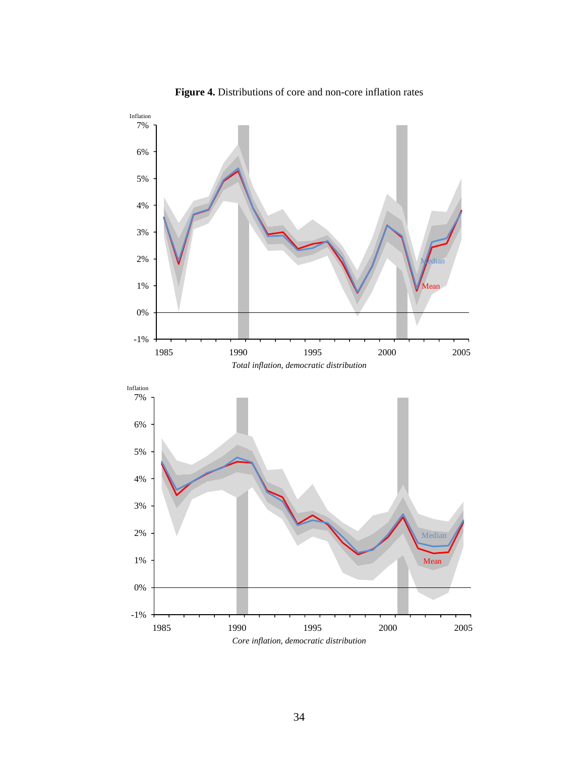**Figure 4.** Distributions of core and non-core inflation rates

*Total inflation, democratic distribution*

*Core inflation, democratic distribution*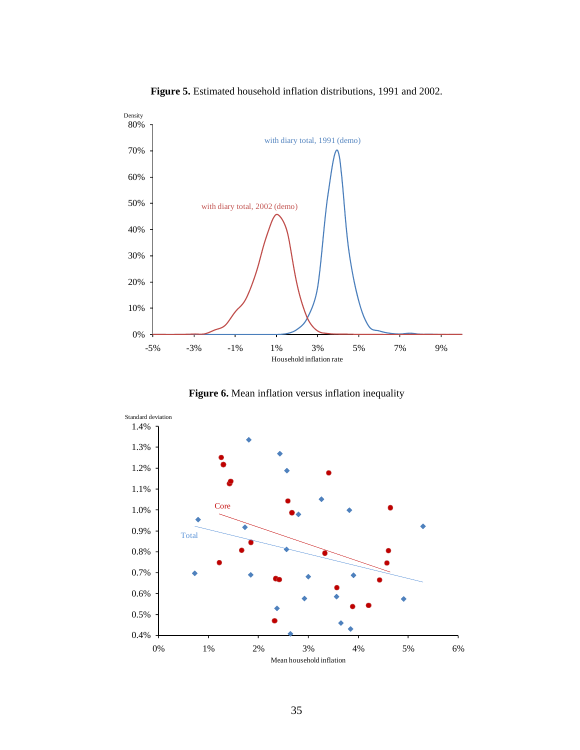**Figure 5.** Estimated household inflation distributions, 1991 and 2002.

**Figure 6.** Mean inflation versus inflation inequality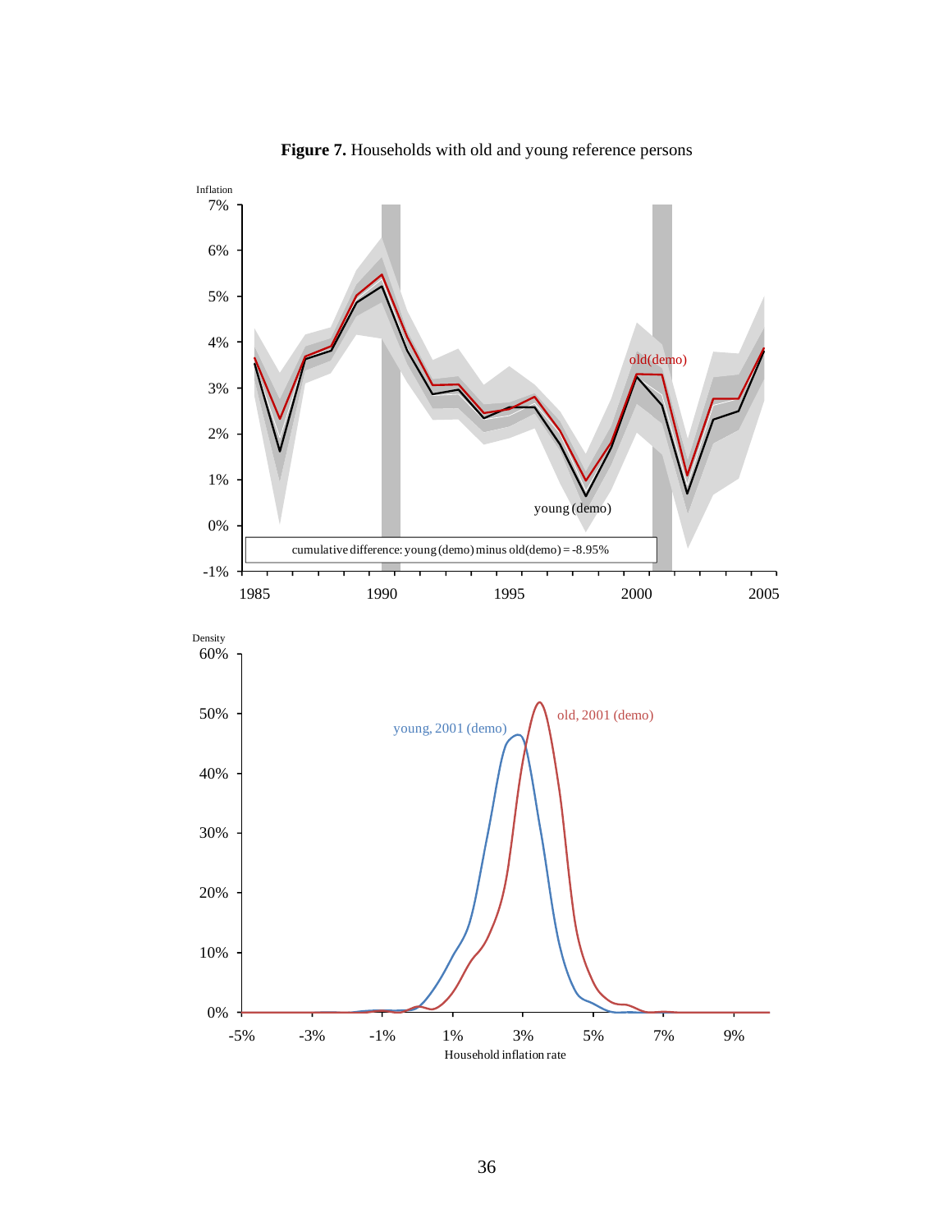**Figure 7.** Households with old and young reference persons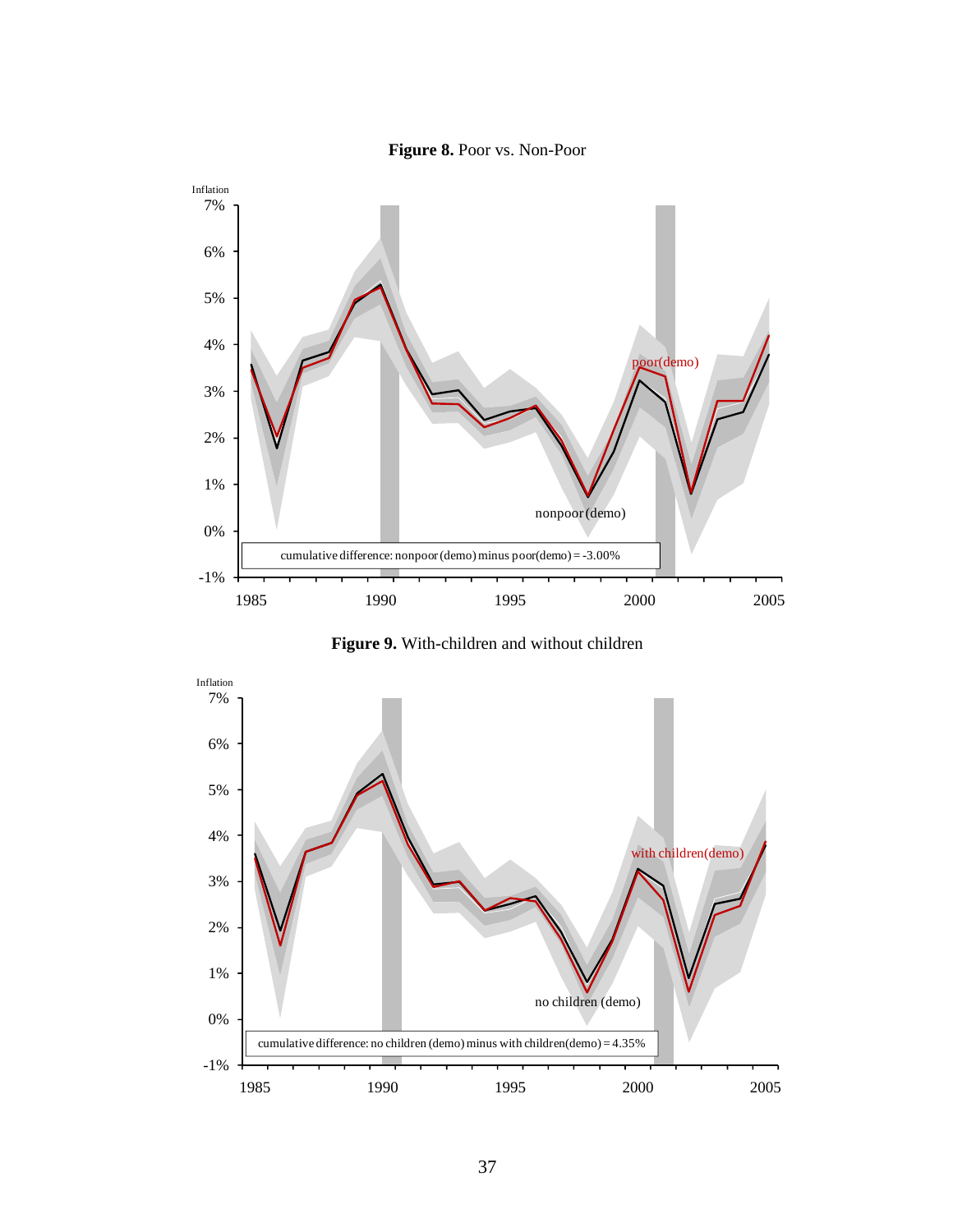**Figure 8.** Poor vs. Non-Poor

Inflation

cumulative difference: nonpoor (demo) minus poor(demo) = -3.00%

poor(demo)

nonpoor (demo)

**Figure 9.** With-children and without children

Inflation

cumulative difference: no children (demo) minus with children(demo) = 4.35%

with children(demo)

no children (demo)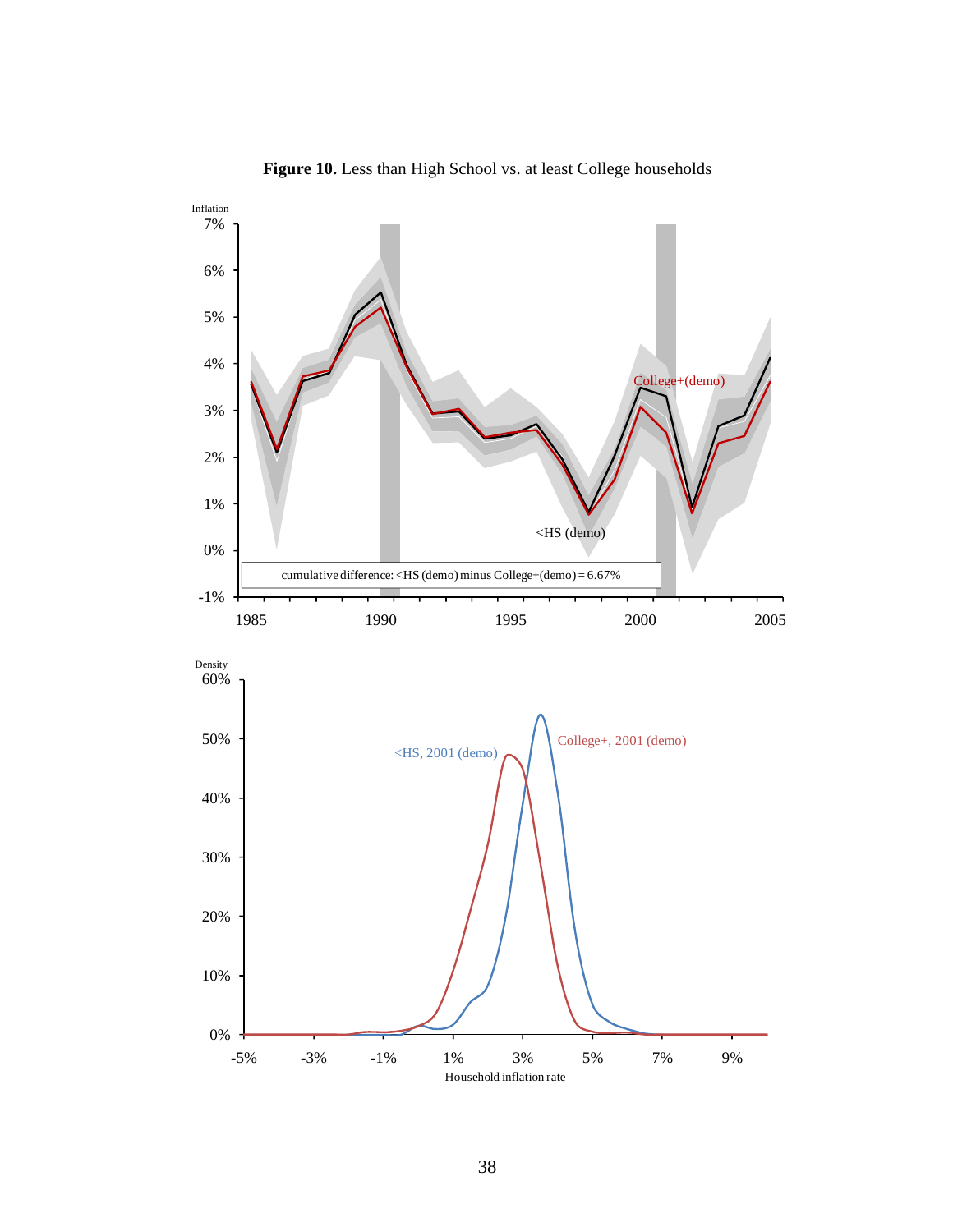**Figure 10.** Less than High School vs. at least College households

Inflation

7%
6%
5%
4%
3%
2%
1%
0%
-1%

1985
1990
1995
2000
2005

College+(demo)

<HS (demo)

cumulative difference: <HS (demo) minus College+(demo) = 6.67%

Density

60%
50%
40%
30%
20%
10%
0%

-5%
-3%
-1%
1%
3%
5%
7%
9%

<HS, 2001 (demo)

College+, 2001 (demo)

Household inflation rate